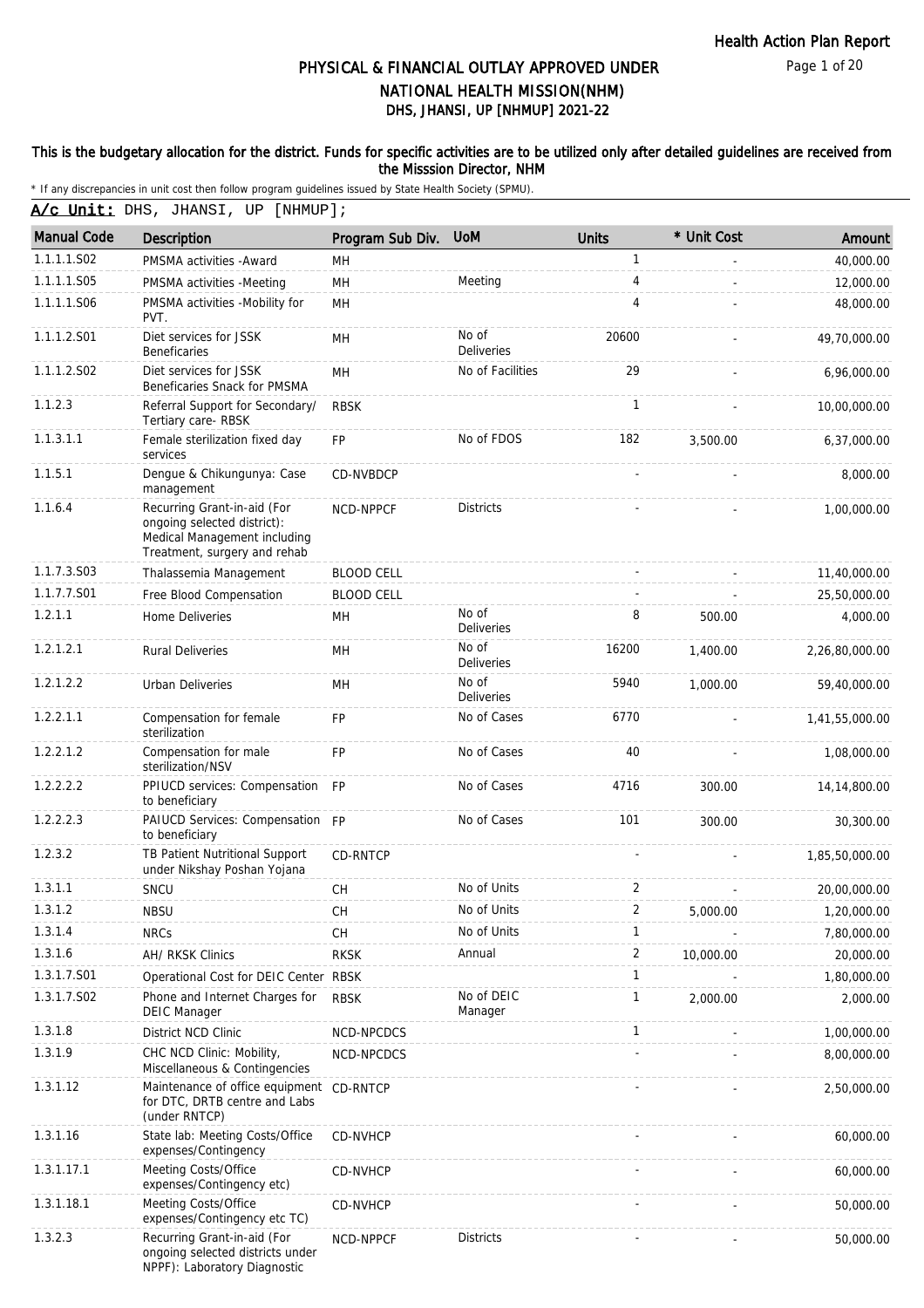Health Action Plan Report

# PHYSICAL & FINANCIAL OUTLAY APPROVED UNDER NATIONAL HEALTH MISSION(NHM)
## DHS, JHANSI, UP [NHMUP] 2021-22

**This is the budgetary allocation for the district. Funds for specific activities are to be utilized only after detailed guidelines are received from the Misssion Director, NHM**

* If any discrepancies in unit cost then follow program guidelines issued by State Health Society (SPMU).

**A/c Unit:** DHS, JHANSI, UP [NHMUP];

| Manual Code | Description | Program Sub Div. | UoM | Units | * Unit Cost | Amount |
|---|---|---|---|---|---|---|
| 1.1.1.1.S02 | PMSMA activities -Award | MH | | 1 | - | 40,000.00 |
| 1.1.1.1.S05 | PMSMA activities -Meeting | MH | Meeting | 4 | - | 12,000.00 |
| 1.1.1.1.S06 | PMSMA activities -Mobility for PVT. | MH | | 4 | - | 48,000.00 |
| 1.1.1.2.S01 | Diet services for JSSK Beneficaries | MH | No of Deliveries | 20600 | - | 49,70,000.00 |
| 1.1.1.2.S02 | Diet services for JSSK Beneficaries Snack for PMSMA | MH | No of Facilities | 29 | - | 6,96,000.00 |
| 1.1.2.3 | Referral Support for Secondary/ Tertiary care- RBSK | RBSK | | 1 | - | 10,00,000.00 |
| 1.1.3.1.1 | Female sterilization fixed day services | FP | No of FDOS | 182 | 3,500.00 | 6,37,000.00 |
| 1.1.5.1 | Dengue & Chikungunya: Case management | CD-NVBDCP | | - | - | 8,000.00 |
| 1.1.6.4 | Recurring Grant-in-aid (For ongoing selected district): Medical Management including Treatment, surgery and rehab | NCD-NPPCF | Districts | - | - | 1,00,000.00 |
| 1.1.7.3.S03 | Thalassemia Management | BLOOD CELL | | - | - | 11,40,000.00 |
| 1.1.7.7.S01 | Free Blood Compensation | BLOOD CELL | | - | - | 25,50,000.00 |
| 1.2.1.1 | Home Deliveries | MH | No of Deliveries | 8 | 500.00 | 4,000.00 |
| 1.2.1.2.1 | Rural Deliveries | MH | No of Deliveries | 16200 | 1,400.00 | 2,26,80,000.00 |
| 1.2.1.2.2 | Urban Deliveries | MH | No of Deliveries | 5940 | 1,000.00 | 59,40,000.00 |
| 1.2.2.1.1 | Compensation for female sterilization | FP | No of Cases | 6770 | - | 1,41,55,000.00 |
| 1.2.2.1.2 | Compensation for male sterilization/NSV | FP | No of Cases | 40 | - | 1,08,000.00 |
| 1.2.2.2.2 | PPIUCD services: Compensation to beneficiary | FP | No of Cases | 4716 | 300.00 | 14,14,800.00 |
| 1.2.2.2.3 | PAIUCD Services: Compensation to beneficiary | FP | No of Cases | 101 | 300.00 | 30,300.00 |
| 1.2.3.2 | TB Patient Nutritional Support under Nikshay Poshan Yojana | CD-RNTCP | | - | - | 1,85,50,000.00 |
| 1.3.1.1 | SNCU | CH | No of Units | 2 | - | 20,00,000.00 |
| 1.3.1.2 | NBSU | CH | No of Units | 2 | 5,000.00 | 1,20,000.00 |
| 1.3.1.4 | NRCs | CH | No of Units | 1 | - | 7,80,000.00 |
| 1.3.1.6 | AH/ RKSK Clinics | RKSK | Annual | 2 | 10,000.00 | 20,000.00 |
| 1.3.1.7.S01 | Operational Cost for DEIC Center | RBSK | | 1 | - | 1,80,000.00 |
| 1.3.1.7.S02 | Phone and Internet Charges for DEIC Manager | RBSK | No of DEIC Manager | 1 | 2,000.00 | 2,000.00 |
| 1.3.1.8 | District NCD Clinic | NCD-NPCDCS | | 1 | - | 1,00,000.00 |
| 1.3.1.9 | CHC NCD Clinic: Mobility, Miscellaneous & Contingencies | NCD-NPCDCS | | - | - | 8,00,000.00 |
| 1.3.1.12 | Maintenance of office equipment for DTC, DRTB centre and Labs (under RNTCP) | CD-RNTCP | | - | - | 2,50,000.00 |
| 1.3.1.16 | State lab: Meeting Costs/Office expenses/Contingency | CD-NVHCP | | - | - | 60,000.00 |
| 1.3.1.17.1 | Meeting Costs/Office expenses/Contingency etc) | CD-NVHCP | | - | - | 60,000.00 |
| 1.3.1.18.1 | Meeting Costs/Office expenses/Contingency etc TC) | CD-NVHCP | | - | - | 50,000.00 |
| 1.3.2.3 | Recurring Grant-in-aid (For ongoing selected districts under NPPF): Laboratory Diagnostic | NCD-NPPCF | Districts | - | - | 50,000.00 |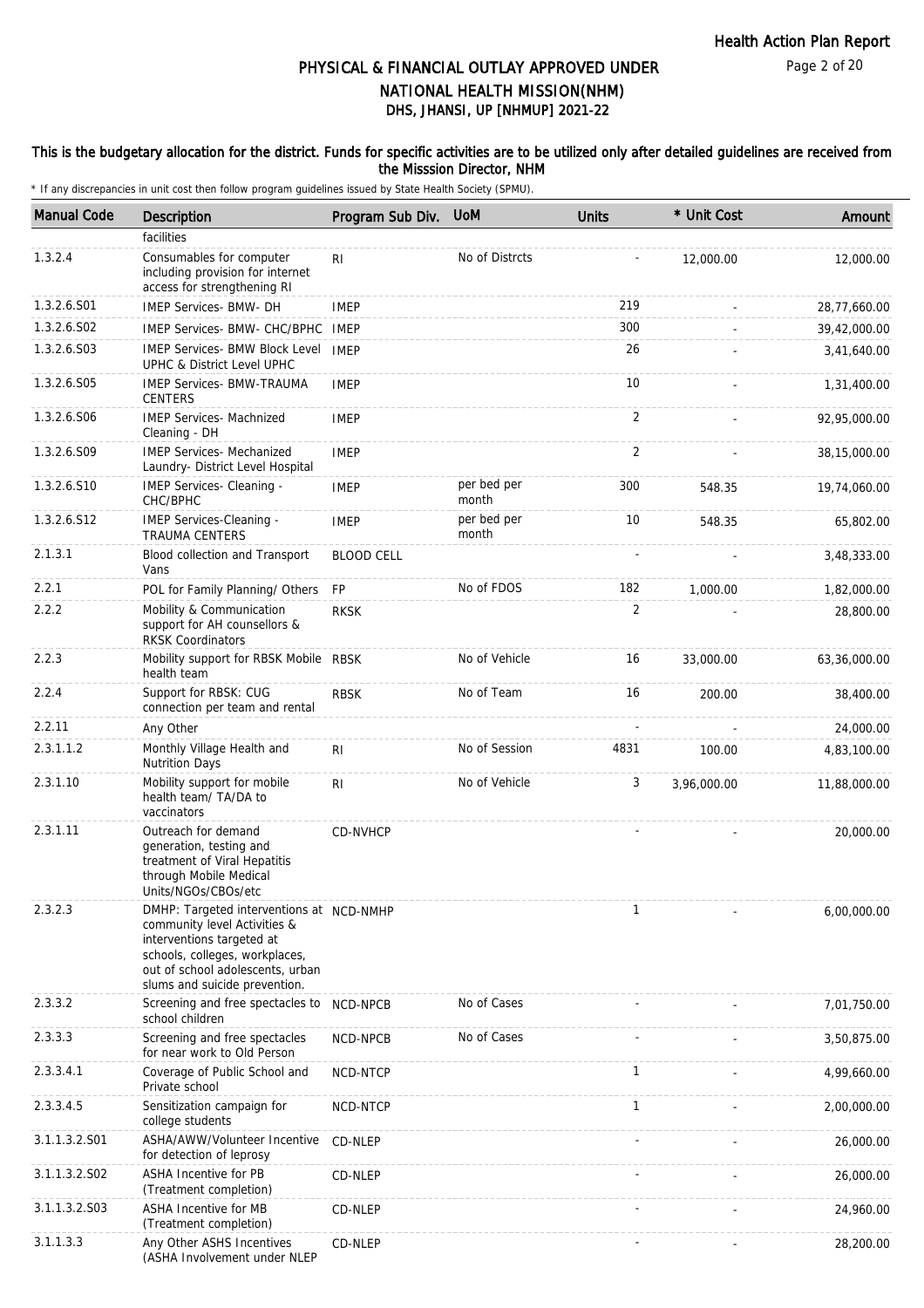# PHYSICAL & FINANCIAL OUTLAY APPROVED UNDER NATIONAL HEALTH MISSION(NHM)
## DHS, JHANSI, UP [NHMUP] 2021-22

**This is the budgetary allocation for the district. Funds for specific activities are to be utilized only after detailed guidelines are received from the Misssion Director, NHM**

* If any discrepancies in unit cost then follow program guidelines issued by State Health Society (SPMU).

| Manual Code | Description | Program Sub Div. | UoM | Units | * Unit Cost | Amount |
|---|---|---|---|---|---|---|
| | facilities | | | | | |
| 1.3.2.4 | Consumables for computer including provision for internet access for strengthening RI | RI | No of Distrcts | - | 12,000.00 | 12,000.00 |
| 1.3.2.6.S01 | IMEP Services- BMW- DH | IMEP | | 219 | - | 28,77,660.00 |
| 1.3.2.6.S02 | IMEP Services- BMW- CHC/BPHC | IMEP | | 300 | - | 39,42,000.00 |
| 1.3.2.6.S03 | IMEP Services- BMW Block Level UPHC & District Level UPHC | IMEP | | 26 | - | 3,41,640.00 |
| 1.3.2.6.S05 | IMEP Services- BMW-TRAUMA CENTERS | IMEP | | 10 | - | 1,31,400.00 |
| 1.3.2.6.S06 | IMEP Services- Machnized Cleaning - DH | IMEP | | 2 | - | 92,95,000.00 |
| 1.3.2.6.S09 | IMEP Services- Mechanized Laundry- District Level Hospital | IMEP | | 2 | - | 38,15,000.00 |
| 1.3.2.6.S10 | IMEP Services- Cleaning - CHC/BPHC | IMEP | per bed per month | 300 | 548.35 | 19,74,060.00 |
| 1.3.2.6.S12 | IMEP Services-Cleaning - TRAUMA CENTERS | IMEP | per bed per month | 10 | 548.35 | 65,802.00 |
| 2.1.3.1 | Blood collection and Transport Vans | BLOOD CELL | | - | - | 3,48,333.00 |
| 2.2.1 | POL for Family Planning/ Others | FP | No of FDOS | 182 | 1,000.00 | 1,82,000.00 |
| 2.2.2 | Mobility & Communication support for AH counsellors & RKSK Coordinators | RKSK | | 2 | - | 28,800.00 |
| 2.2.3 | Mobility support for RBSK Mobile health team | RBSK | No of Vehicle | 16 | 33,000.00 | 63,36,000.00 |
| 2.2.4 | Support for RBSK: CUG connection per team and rental | RBSK | No of Team | 16 | 200.00 | 38,400.00 |
| 2.2.11 | Any Other | | | - | - | 24,000.00 |
| 2.3.1.1.2 | Monthly Village Health and Nutrition Days | RI | No of Session | 4831 | 100.00 | 4,83,100.00 |
| 2.3.1.10 | Mobility support for mobile health team/ TA/DA to vaccinators | RI | No of Vehicle | 3 | 3,96,000.00 | 11,88,000.00 |
| 2.3.1.11 | Outreach for demand generation, testing and treatment of Viral Hepatitis through Mobile Medical Units/NGOs/CBOs/etc | CD-NVHCP | | - | - | 20,000.00 |
| 2.3.2.3 | DMHP: Targeted interventions at community level Activities & interventions targeted at schools, colleges, workplaces, out of school adolescents, urban slums and suicide prevention. | NCD-NMHP | | 1 | - | 6,00,000.00 |
| 2.3.3.2 | Screening and free spectacles to school children | NCD-NPCB | No of Cases | - | - | 7,01,750.00 |
| 2.3.3.3 | Screening and free spectacles for near work to Old Person | NCD-NPCB | No of Cases | - | - | 3,50,875.00 |
| 2.3.3.4.1 | Coverage of Public School and Private school | NCD-NTCP | | 1 | - | 4,99,660.00 |
| 2.3.3.4.5 | Sensitization campaign for college students | NCD-NTCP | | 1 | - | 2,00,000.00 |
| 3.1.1.3.2.S01 | ASHA/AWW/Volunteer Incentive for detection of leprosy | CD-NLEP | | - | - | 26,000.00 |
| 3.1.1.3.2.S02 | ASHA Incentive for PB (Treatment completion) | CD-NLEP | | - | - | 26,000.00 |
| 3.1.1.3.2.S03 | ASHA Incentive for MB (Treatment completion) | CD-NLEP | | - | - | 24,960.00 |
| 3.1.1.3.3 | Any Other ASHS Incentives (ASHA Involvement under NLEP | CD-NLEP | | - | - | 28,200.00 |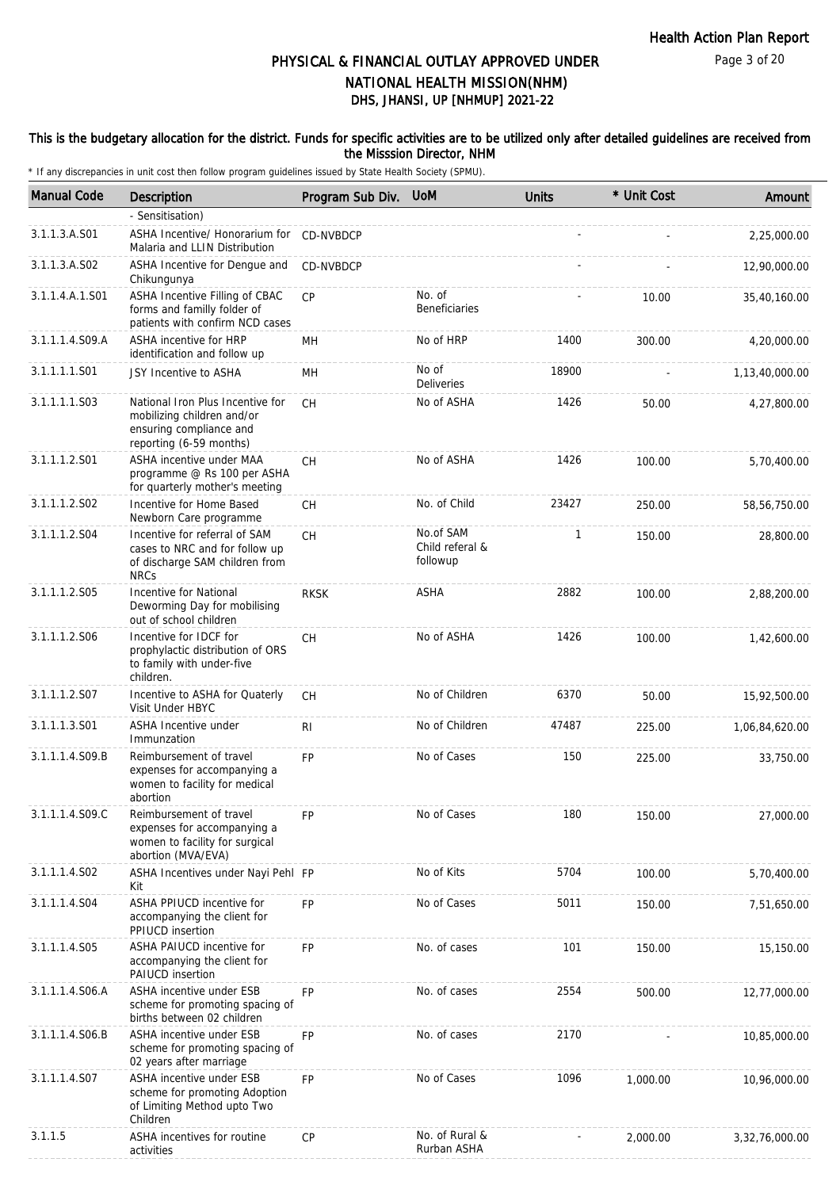## PHYSICAL & FINANCIAL OUTLAY APPROVED UNDER NATIONAL HEALTH MISSION(NHM)
## DHS, JHANSI, UP [NHMUP] 2021-22

**This is the budgetary allocation for the district. Funds for specific activities are to be utilized only after detailed guidelines are received from the Misssion Director, NHM**

\* If any discrepancies in unit cost then follow program guidelines issued by State Health Society (SPMU).

| Manual Code | Description | Program Sub Div. | UoM | Units | * Unit Cost | Amount |
|---|---|---|---|---|---|---|
| | - Sensitisation) | | | | | |
| 3.1.1.3.A.S01 | ASHA Incentive/ Honorarium for Malaria and LLIN Distribution | CD-NVBDCP | | - | - | 2,25,000.00 |
| 3.1.1.3.A.S02 | ASHA Incentive for Dengue and Chikungunya | CD-NVBDCP | | - | - | 12,90,000.00 |
| 3.1.1.4.A.1.S01 | ASHA Incentive Filling of CBAC forms and familly folder of patients with confirm NCD cases | CP | No. of Beneficiaries | - | 10.00 | 35,40,160.00 |
| 3.1.1.1.4.S09.A | ASHA incentive for HRP identification and follow up | MH | No of HRP | 1400 | 300.00 | 4,20,000.00 |
| 3.1.1.1.1.S01 | JSY Incentive to ASHA | MH | No of Deliveries | 18900 | - | 1,13,40,000.00 |
| 3.1.1.1.1.S03 | National Iron Plus Incentive for mobilizing children and/or ensuring compliance and reporting (6-59 months) | CH | No of ASHA | 1426 | 50.00 | 4,27,800.00 |
| 3.1.1.1.2.S01 | ASHA incentive under MAA programme @ Rs 100 per ASHA for quarterly mother's meeting | CH | No of ASHA | 1426 | 100.00 | 5,70,400.00 |
| 3.1.1.1.2.S02 | Incentive for Home Based Newborn Care programme | CH | No. of Child | 23427 | 250.00 | 58,56,750.00 |
| 3.1.1.1.2.S04 | Incentive for referral of SAM cases to NRC and for follow up of discharge SAM children from NRCs | CH | No.of SAM Child referal & followup | 1 | 150.00 | 28,800.00 |
| 3.1.1.1.2.S05 | Incentive for National Deworming Day for mobilising out of school children | RKSK | ASHA | 2882 | 100.00 | 2,88,200.00 |
| 3.1.1.1.2.S06 | Incentive for IDCF for prophylactic distribution of ORS to family with under-five children. | CH | No of ASHA | 1426 | 100.00 | 1,42,600.00 |
| 3.1.1.1.2.S07 | Incentive to ASHA for Quaterly Visit Under HBYC | CH | No of Children | 6370 | 50.00 | 15,92,500.00 |
| 3.1.1.1.3.S01 | ASHA Incentive under Immunzation | RI | No of Children | 47487 | 225.00 | 1,06,84,620.00 |
| 3.1.1.1.4.S09.B | Reimbursement of travel expenses for accompanying a women to facility for medical abortion | FP | No of Cases | 150 | 225.00 | 33,750.00 |
| 3.1.1.1.4.S09.C | Reimbursement of travel expenses for accompanying a women to facility for surgical abortion (MVA/EVA) | FP | No of Cases | 180 | 150.00 | 27,000.00 |
| 3.1.1.1.4.S02 | ASHA Incentives under Nayi Pehl Kit | FP | No of Kits | 5704 | 100.00 | 5,70,400.00 |
| 3.1.1.1.4.S04 | ASHA PPIUCD incentive for accompanying the client for PPIUCD insertion | FP | No of Cases | 5011 | 150.00 | 7,51,650.00 |
| 3.1.1.1.4.S05 | ASHA PAIUCD incentive for accompanying the client for PAIUCD insertion | FP | No. of cases | 101 | 150.00 | 15,150.00 |
| 3.1.1.1.4.S06.A | ASHA incentive under ESB scheme for promoting spacing of births between 02 children | FP | No. of cases | 2554 | 500.00 | 12,77,000.00 |
| 3.1.1.1.4.S06.B | ASHA incentive under ESB scheme for promoting spacing of 02 years after marriage | FP | No. of cases | 2170 | - | 10,85,000.00 |
| 3.1.1.1.4.S07 | ASHA incentive under ESB scheme for promoting Adoption of Limiting Method upto Two Children | FP | No of Cases | 1096 | 1,000.00 | 10,96,000.00 |
| 3.1.1.5 | ASHA incentives for routine activities | CP | No. of Rural & Rurban ASHA | - | 2,000.00 | 3,32,76,000.00 |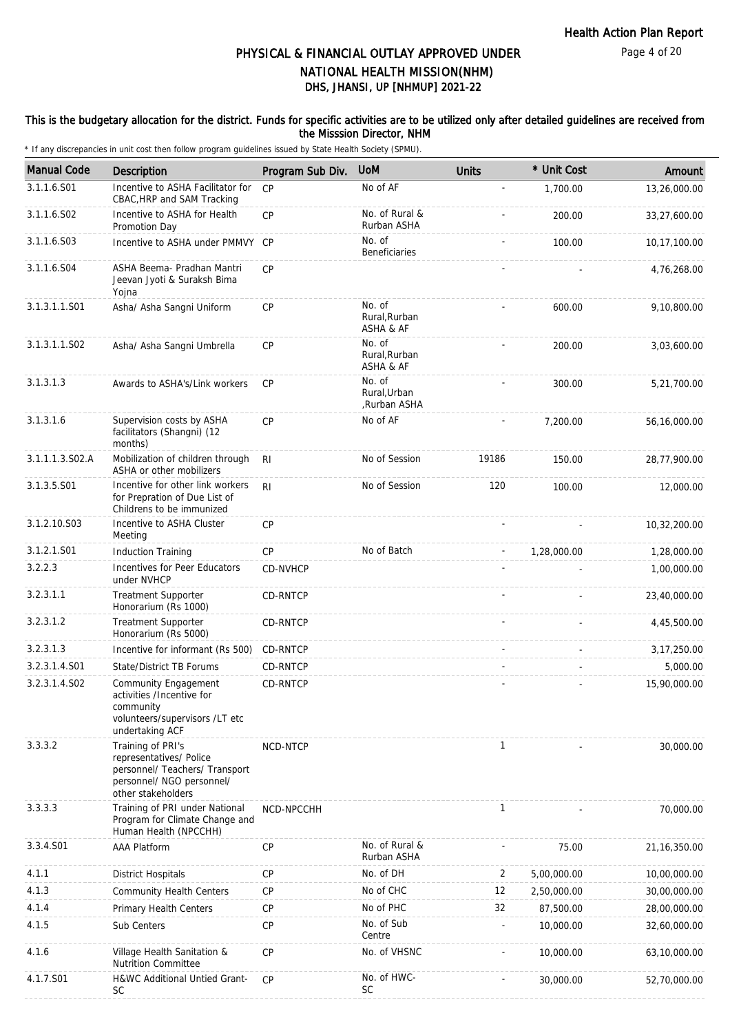# PHYSICAL & FINANCIAL OUTLAY APPROVED UNDER NATIONAL HEALTH MISSION(NHM)

## DHS, JHANSI, UP [NHMUP] 2021-22

**This is the budgetary allocation for the district. Funds for specific activities are to be utilized only after detailed guidelines are received from the Misssion Director, NHM**

\* If any discrepancies in unit cost then follow program guidelines issued by State Health Society (SPMU).

| Manual Code | Description | Program Sub Div. | UoM | Units | * Unit Cost | Amount |
|---|---|---|---|---|---|---|
| 3.1.1.6.S01 | Incentive to ASHA Facilitator for CBAC,HRP and SAM Tracking | CP | No of AF | - | 1,700.00 | 13,26,000.00 |
| 3.1.1.6.S02 | Incentive to ASHA for Health Promotion Day | CP | No. of Rural & Rurban ASHA | - | 200.00 | 33,27,600.00 |
| 3.1.1.6.S03 | Incentive to ASHA under PMMVY | CP | No. of Beneficiaries | - | 100.00 | 10,17,100.00 |
| 3.1.1.6.S04 | ASHA Beema- Pradhan Mantri Jeevan Jyoti & Suraksh Bima Yojna | CP | | - | - | 4,76,268.00 |
| 3.1.3.1.1.S01 | Asha/ Asha Sangni Uniform | CP | No. of Rural,Rurban ASHA & AF | - | 600.00 | 9,10,800.00 |
| 3.1.3.1.1.S02 | Asha/ Asha Sangni Umbrella | CP | No. of Rural,Rurban ASHA & AF | - | 200.00 | 3,03,600.00 |
| 3.1.3.1.3 | Awards to ASHA's/Link workers | CP | No. of Rural,Urban ,Rurban ASHA | - | 300.00 | 5,21,700.00 |
| 3.1.3.1.6 | Supervision costs by ASHA facilitators (Shangni) (12 months) | CP | No of AF | - | 7,200.00 | 56,16,000.00 |
| 3.1.1.1.3.S02.A | Mobilization of children through ASHA or other mobilizers | RI | No of Session | 19186 | 150.00 | 28,77,900.00 |
| 3.1.3.5.S01 | Incentive for other link workers for Prepration of Due List of Childrens to be immunized | RI | No of Session | 120 | 100.00 | 12,000.00 |
| 3.1.2.10.S03 | Incentive to ASHA Cluster Meeting | CP | | - | - | 10,32,200.00 |
| 3.1.2.1.S01 | Induction Training | CP | No of Batch | - | 1,28,000.00 | 1,28,000.00 |
| 3.2.2.3 | Incentives for Peer Educators under NVHCP | CD-NVHCP | | - | - | 1,00,000.00 |
| 3.2.3.1.1 | Treatment Supporter Honorarium (Rs 1000) | CD-RNTCP | | - | - | 23,40,000.00 |
| 3.2.3.1.2 | Treatment Supporter Honorarium (Rs 5000) | CD-RNTCP | | - | - | 4,45,500.00 |
| 3.2.3.1.3 | Incentive for informant (Rs 500) | CD-RNTCP | | - | - | 3,17,250.00 |
| 3.2.3.1.4.S01 | State/District TB Forums | CD-RNTCP | | - | - | 5,000.00 |
| 3.2.3.1.4.S02 | Community Engagement activities /Incentive for community volunteers/supervisors /LT etc undertaking ACF | CD-RNTCP | | - | - | 15,90,000.00 |
| 3.3.3.2 | Training of PRI's representatives/ Police personnel/ Teachers/ Transport personnel/ NGO personnel/ other stakeholders | NCD-NTCP | | 1 | - | 30,000.00 |
| 3.3.3.3 | Training of PRI under National Program for Climate Change and Human Health (NPCCHH) | NCD-NPCCHH | | 1 | - | 70,000.00 |
| 3.3.4.S01 | AAA Platform | CP | No. of Rural & Rurban ASHA | - | 75.00 | 21,16,350.00 |
| 4.1.1 | District Hospitals | CP | No. of DH | 2 | 5,00,000.00 | 10,00,000.00 |
| 4.1.3 | Community Health Centers | CP | No of CHC | 12 | 2,50,000.00 | 30,00,000.00 |
| 4.1.4 | Primary Health Centers | CP | No of PHC | 32 | 87,500.00 | 28,00,000.00 |
| 4.1.5 | Sub Centers | CP | No. of Sub Centre | - | 10,000.00 | 32,60,000.00 |
| 4.1.6 | Village Health Sanitation & Nutrition Committee | CP | No. of VHSNC | - | 10,000.00 | 63,10,000.00 |
| 4.1.7.S01 | H&WC Additional Untied Grant-SC | CP | No. of HWC-SC | - | 30,000.00 | 52,70,000.00 |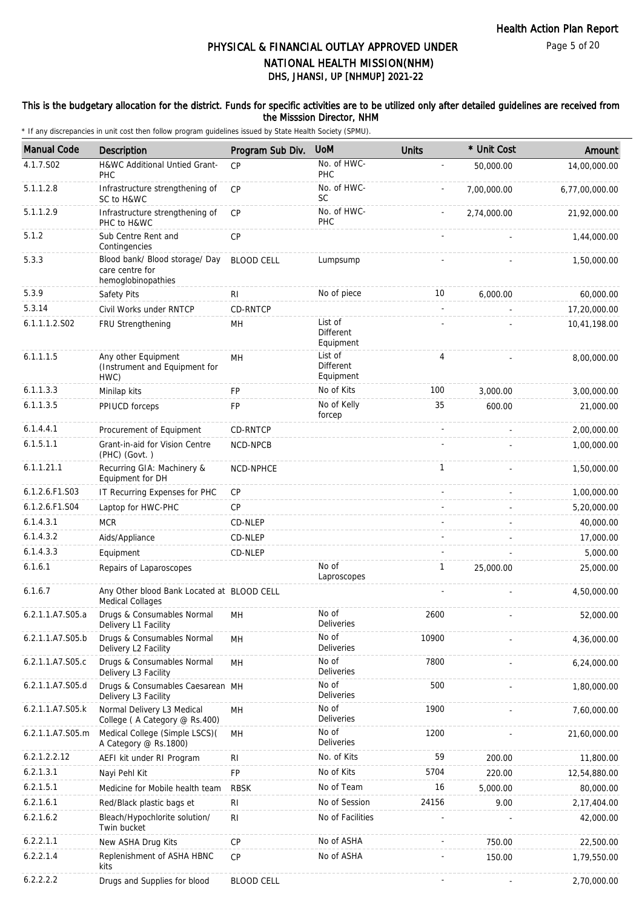# PHYSICAL & FINANCIAL OUTLAY APPROVED UNDER NATIONAL HEALTH MISSION(NHM)

## DHS, JHANSI, UP [NHMUP] 2021-22

This is the budgetary allocation for the district. Funds for specific activities are to be utilized only after detailed guidelines are received from the Misssion Director, NHM

\* If any discrepancies in unit cost then follow program guidelines issued by State Health Society (SPMU).

| Manual Code | Description | Program Sub Div. | UoM | Units | * Unit Cost | Amount |
|---|---|---|---|---|---|---|
| 4.1.7.S02 | H&WC Additional Untied Grant-PHC | CP | No. of HWC-PHC | - | 50,000.00 | 14,00,000.00 |
| 5.1.1.2.8 | Infrastructure strengthening of SC to H&WC | CP | No. of HWC-SC | - | 7,00,000.00 | 6,77,00,000.00 |
| 5.1.1.2.9 | Infrastructure strengthening of PHC to H&WC | CP | No. of HWC-PHC | - | 2,74,000.00 | 21,92,000.00 |
| 5.1.2 | Sub Centre Rent and Contingencies | CP | | - | - | 1,44,000.00 |
| 5.3.3 | Blood bank/ Blood storage/ Day care centre for hemoglobinopathies | BLOOD CELL | Lumpsump | - | - | 1,50,000.00 |
| 5.3.9 | Safety Pits | RI | No of piece | 10 | 6,000.00 | 60,000.00 |
| 5.3.14 | Civil Works under RNTCP | CD-RNTCP | | - | - | 17,20,000.00 |
| 6.1.1.1.2.S02 | FRU Strengthening | MH | List of Different Equipment | - | - | 10,41,198.00 |
| 6.1.1.1.5 | Any other Equipment (Instrument and Equipment for HWC) | MH | List of Different Equipment | 4 | - | 8,00,000.00 |
| 6.1.1.3.3 | Minilap kits | FP | No of Kits | 100 | 3,000.00 | 3,00,000.00 |
| 6.1.1.3.5 | PPIUCD forceps | FP | No of Kelly forcep | 35 | 600.00 | 21,000.00 |
| 6.1.4.4.1 | Procurement of Equipment | CD-RNTCP | | - | - | 2,00,000.00 |
| 6.1.5.1.1 | Grant-in-aid for Vision Centre (PHC) (Govt. ) | NCD-NPCB | | - | - | 1,00,000.00 |
| 6.1.1.21.1 | Recurring GIA: Machinery & Equipment for DH | NCD-NPHCE | | 1 | - | 1,50,000.00 |
| 6.1.2.6.F1.S03 | IT Recurring Expenses for PHC | CP | | - | - | 1,00,000.00 |
| 6.1.2.6.F1.S04 | Laptop for HWC-PHC | CP | | - | - | 5,20,000.00 |
| 6.1.4.3.1 | MCR | CD-NLEP | | - | - | 40,000.00 |
| 6.1.4.3.2 | Aids/Appliance | CD-NLEP | | - | - | 17,000.00 |
| 6.1.4.3.3 | Equipment | CD-NLEP | | - | - | 5,000.00 |
| 6.1.6.1 | Repairs of Laparoscopes | | No of Laproscopes | 1 | 25,000.00 | 25,000.00 |
| 6.1.6.7 | Any Other blood Bank Located at Medical Collages | BLOOD CELL | | - | - | 4,50,000.00 |
| 6.2.1.1.A7.S05.a | Drugs & Consumables Normal Delivery L1 Facility | MH | No of Deliveries | 2600 | - | 52,000.00 |
| 6.2.1.1.A7.S05.b | Drugs & Consumables Normal Delivery L2 Facility | MH | No of Deliveries | 10900 | - | 4,36,000.00 |
| 6.2.1.1.A7.S05.c | Drugs & Consumables Normal Delivery L3 Facility | MH | No of Deliveries | 7800 | - | 6,24,000.00 |
| 6.2.1.1.A7.S05.d | Drugs & Consumables Caesarean Delivery L3 Facility | MH | No of Deliveries | 500 | - | 1,80,000.00 |
| 6.2.1.1.A7.S05.k | Normal Delivery L3 Medical College ( A Category @ Rs.400) | MH | No of Deliveries | 1900 | - | 7,60,000.00 |
| 6.2.1.1.A7.S05.m | Medical College (Simple LSCS)( A Category @ Rs.1800) | MH | No of Deliveries | 1200 | - | 21,60,000.00 |
| 6.2.1.2.2.12 | AEFI kit under RI Program | RI | No. of Kits | 59 | 200.00 | 11,800.00 |
| 6.2.1.3.1 | Nayi Pehl Kit | FP | No of Kits | 5704 | 220.00 | 12,54,880.00 |
| 6.2.1.5.1 | Medicine for Mobile health team | RBSK | No of Team | 16 | 5,000.00 | 80,000.00 |
| 6.2.1.6.1 | Red/Black plastic bags et | RI | No of Session | 24156 | 9.00 | 2,17,404.00 |
| 6.2.1.6.2 | Bleach/Hypochlorite solution/ Twin bucket | RI | No of Facilities | - | - | 42,000.00 |
| 6.2.2.1.1 | New ASHA Drug Kits | CP | No of ASHA | - | 750.00 | 22,500.00 |
| 6.2.2.1.4 | Replenishment of ASHA HBNC kits | CP | No of ASHA | - | 150.00 | 1,79,550.00 |
| 6.2.2.2.2 | Drugs and Supplies for blood | BLOOD CELL | | - | - | 2,70,000.00 |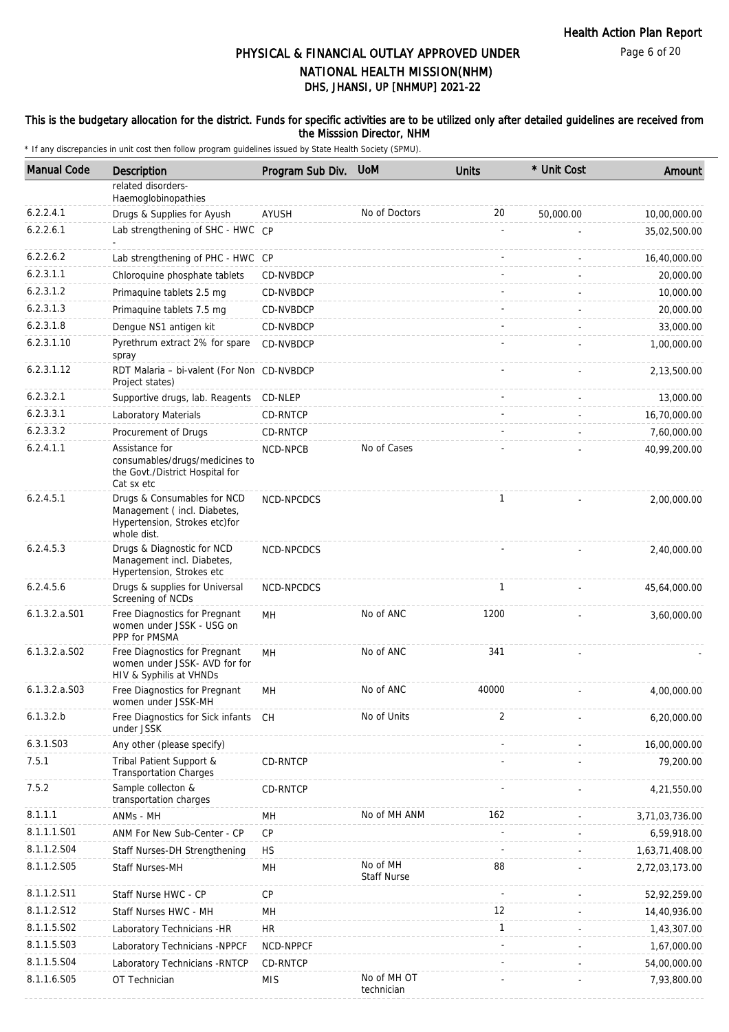## PHYSICAL & FINANCIAL OUTLAY APPROVED UNDER NATIONAL HEALTH MISSION(NHM)
## DHS, JHANSI, UP [NHMUP] 2021-22

**This is the budgetary allocation for the district. Funds for specific activities are to be utilized only after detailed guidelines are received from the Misssion Director, NHM**

\* If any discrepancies in unit cost then follow program guidelines issued by State Health Society (SPMU).

| Manual Code | Description | Program Sub Div. | UoM | Units | * Unit Cost | Amount |
|---|---|---|---|---|---|---|
| | related disorders-Haemoglobinopathies | | | | | |
| 6.2.2.4.1 | Drugs & Supplies for Ayush | AYUSH | No of Doctors | 20 | 50,000.00 | 10,00,000.00 |
| 6.2.2.6.1 | Lab strengthening of SHC - HWC - | CP | | - | - | 35,02,500.00 |
| 6.2.2.6.2 | Lab strengthening of PHC - HWC | CP | | - | - | 16,40,000.00 |
| 6.2.3.1.1 | Chloroquine phosphate tablets | CD-NVBDCP | | - | - | 20,000.00 |
| 6.2.3.1.2 | Primaquine tablets 2.5 mg | CD-NVBDCP | | - | - | 10,000.00 |
| 6.2.3.1.3 | Primaquine tablets 7.5 mg | CD-NVBDCP | | - | - | 20,000.00 |
| 6.2.3.1.8 | Dengue NS1 antigen kit | CD-NVBDCP | | - | - | 33,000.00 |
| 6.2.3.1.10 | Pyrethrum extract 2% for spare spray | CD-NVBDCP | | - | - | 1,00,000.00 |
| 6.2.3.1.12 | RDT Malaria – bi-valent (For Non Project states) | CD-NVBDCP | | - | - | 2,13,500.00 |
| 6.2.3.2.1 | Supportive drugs, lab. Reagents | CD-NLEP | | - | - | 13,000.00 |
| 6.2.3.3.1 | Laboratory Materials | CD-RNTCP | | - | - | 16,70,000.00 |
| 6.2.3.3.2 | Procurement of Drugs | CD-RNTCP | | - | - | 7,60,000.00 |
| 6.2.4.1.1 | Assistance for consumables/drugs/medicines to the Govt./District Hospital for Cat sx etc | NCD-NPCB | No of Cases | - | - | 40,99,200.00 |
| 6.2.4.5.1 | Drugs & Consumables for NCD Management ( incl. Diabetes, Hypertension, Strokes etc)for whole dist. | NCD-NPCDCS | | 1 | - | 2,00,000.00 |
| 6.2.4.5.3 | Drugs & Diagnostic for NCD Management incl. Diabetes, Hypertension, Strokes etc | NCD-NPCDCS | | - | - | 2,40,000.00 |
| 6.2.4.5.6 | Drugs & supplies for Universal Screening of NCDs | NCD-NPCDCS | | 1 | - | 45,64,000.00 |
| 6.1.3.2.a.S01 | Free Diagnostics for Pregnant women under JSSK - USG on PPP for PMSMA | MH | No of ANC | 1200 | - | 3,60,000.00 |
| 6.1.3.2.a.S02 | Free Diagnostics for Pregnant women under JSSK- AVD for for HIV & Syphilis at VHNDs | MH | No of ANC | 341 | - | - |
| 6.1.3.2.a.S03 | Free Diagnostics for Pregnant women under JSSK-MH | MH | No of ANC | 40000 | - | 4,00,000.00 |
| 6.1.3.2.b | Free Diagnostics for Sick infants under JSSK | CH | No of Units | 2 | - | 6,20,000.00 |
| 6.3.1.S03 | Any other (please specify) | | | - | - | 16,00,000.00 |
| 7.5.1 | Tribal Patient Support & Transportation Charges | CD-RNTCP | | - | - | 79,200.00 |
| 7.5.2 | Sample collecton & transportation charges | CD-RNTCP | | - | - | 4,21,550.00 |
| 8.1.1.1 | ANMs - MH | MH | No of MH ANM | 162 | - | 3,71,03,736.00 |
| 8.1.1.1.S01 | ANM For New Sub-Center - CP | CP | | - | - | 6,59,918.00 |
| 8.1.1.2.S04 | Staff Nurses-DH Strengthening | HS | | - | - | 1,63,71,408.00 |
| 8.1.1.2.S05 | Staff Nurses-MH | MH | No of MH Staff Nurse | 88 | - | 2,72,03,173.00 |
| 8.1.1.2.S11 | Staff Nurse HWC - CP | CP | | - | - | 52,92,259.00 |
| 8.1.1.2.S12 | Staff Nurses HWC - MH | MH | | 12 | - | 14,40,936.00 |
| 8.1.1.5.S02 | Laboratory Technicians -HR | HR | | 1 | - | 1,43,307.00 |
| 8.1.1.5.S03 | Laboratory Technicians -NPPCF | NCD-NPPCF | | - | - | 1,67,000.00 |
| 8.1.1.5.S04 | Laboratory Technicians -RNTCP | CD-RNTCP | | - | - | 54,00,000.00 |
| 8.1.1.6.S05 | OT Technician | MIS | No of MH OT technician | - | - | 7,93,800.00 |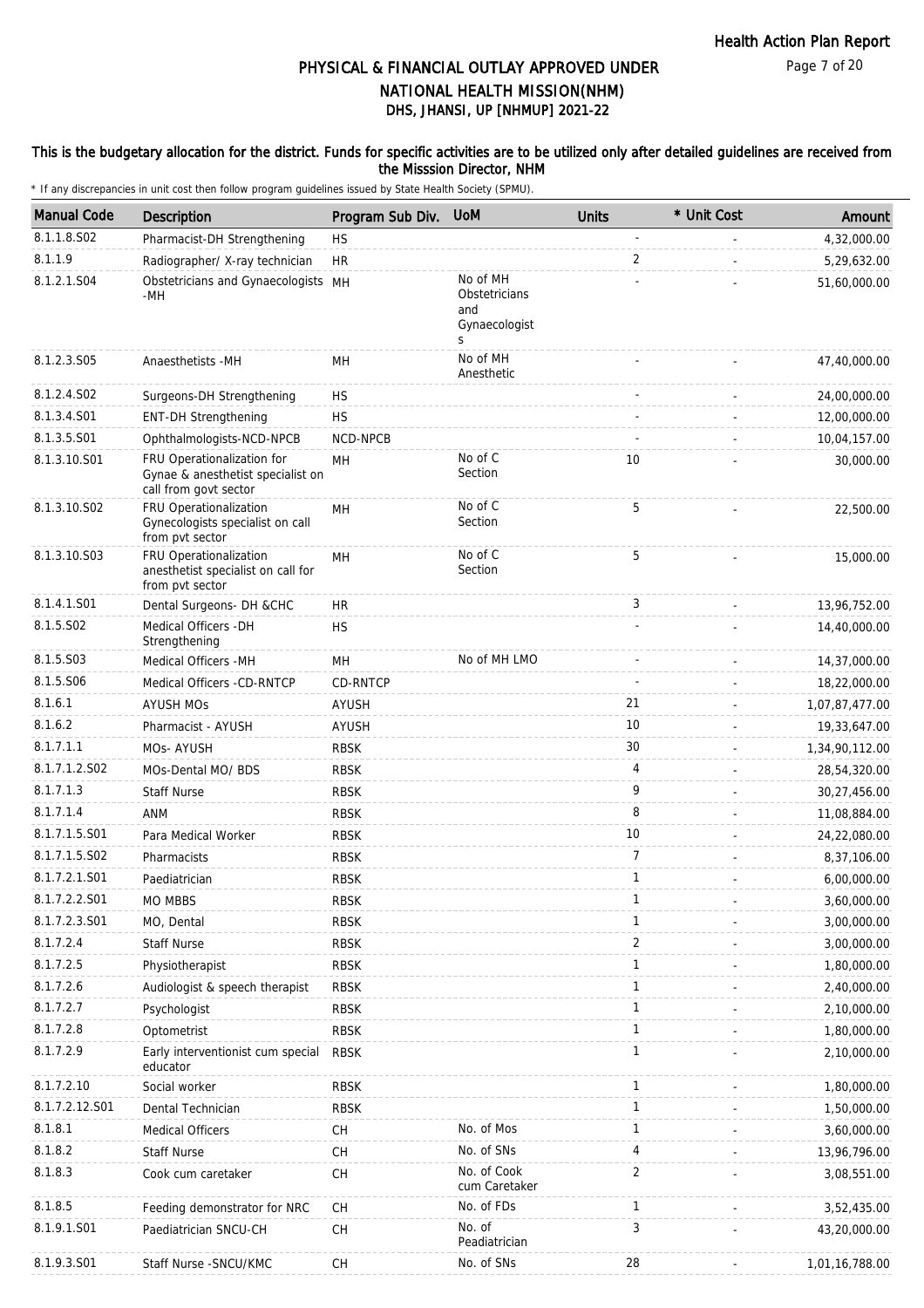# PHYSICAL & FINANCIAL OUTLAY APPROVED UNDER NATIONAL HEALTH MISSION(NHM)

## DHS, JHANSI, UP [NHMUP] 2021-22

**This is the budgetary allocation for the district. Funds for specific activities are to be utilized only after detailed guidelines are received from the Misssion Director, NHM**

\* If any discrepancies in unit cost then follow program guidelines issued by State Health Society (SPMU).

| Manual Code | Description | Program Sub Div. | UoM | Units | * Unit Cost | Amount |
|---|---|---|---|---|---|---|
| 8.1.1.8.S02 | Pharmacist-DH Strengthening | HS | | - | - | 4,32,000.00 |
| 8.1.1.9 | Radiographer/ X-ray technician | HR | | 2 | - | 5,29,632.00 |
| 8.1.2.1.S04 | Obstetricians and Gynaecologists -MH | MH | No of MH Obstetricians and Gynaecologists | - | - | 51,60,000.00 |
| 8.1.2.3.S05 | Anaesthetists -MH | MH | No of MH Anesthetic | - | - | 47,40,000.00 |
| 8.1.2.4.S02 | Surgeons-DH Strengthening | HS | | - | - | 24,00,000.00 |
| 8.1.3.4.S01 | ENT-DH Strengthening | HS | | - | - | 12,00,000.00 |
| 8.1.3.5.S01 | Ophthalmologists-NCD-NPCB | NCD-NPCB | | - | - | 10,04,157.00 |
| 8.1.3.10.S01 | FRU Operationalization for Gynae & anesthetist specialist on call from govt sector | MH | No of C Section | 10 | - | 30,000.00 |
| 8.1.3.10.S02 | FRU Operationalization Gynecologists specialist on call from pvt sector | MH | No of C Section | 5 | - | 22,500.00 |
| 8.1.3.10.S03 | FRU Operationalization anesthetist specialist on call for from pvt sector | MH | No of C Section | 5 | - | 15,000.00 |
| 8.1.4.1.S01 | Dental Surgeons- DH &CHC | HR | | 3 | - | 13,96,752.00 |
| 8.1.5.S02 | Medical Officers -DH Strengthening | HS | | - | - | 14,40,000.00 |
| 8.1.5.S03 | Medical Officers -MH | MH | No of MH LMO | - | - | 14,37,000.00 |
| 8.1.5.S06 | Medical Officers -CD-RNTCP | CD-RNTCP | | - | - | 18,22,000.00 |
| 8.1.6.1 | AYUSH MOs | AYUSH | | 21 | - | 1,07,87,477.00 |
| 8.1.6.2 | Pharmacist - AYUSH | AYUSH | | 10 | - | 19,33,647.00 |
| 8.1.7.1.1 | MOs- AYUSH | RBSK | | 30 | - | 1,34,90,112.00 |
| 8.1.7.1.2.S02 | MOs-Dental MO/ BDS | RBSK | | 4 | - | 28,54,320.00 |
| 8.1.7.1.3 | Staff Nurse | RBSK | | 9 | - | 30,27,456.00 |
| 8.1.7.1.4 | ANM | RBSK | | 8 | - | 11,08,884.00 |
| 8.1.7.1.5.S01 | Para Medical Worker | RBSK | | 10 | - | 24,22,080.00 |
| 8.1.7.1.5.S02 | Pharmacists | RBSK | | 7 | - | 8,37,106.00 |
| 8.1.7.2.1.S01 | Paediatrician | RBSK | | 1 | - | 6,00,000.00 |
| 8.1.7.2.2.S01 | MO MBBS | RBSK | | 1 | - | 3,60,000.00 |
| 8.1.7.2.3.S01 | MO, Dental | RBSK | | 1 | - | 3,00,000.00 |
| 8.1.7.2.4 | Staff Nurse | RBSK | | 2 | - | 3,00,000.00 |
| 8.1.7.2.5 | Physiotherapist | RBSK | | 1 | - | 1,80,000.00 |
| 8.1.7.2.6 | Audiologist & speech therapist | RBSK | | 1 | - | 2,40,000.00 |
| 8.1.7.2.7 | Psychologist | RBSK | | 1 | - | 2,10,000.00 |
| 8.1.7.2.8 | Optometrist | RBSK | | 1 | - | 1,80,000.00 |
| 8.1.7.2.9 | Early interventionist cum special educator | RBSK | | 1 | - | 2,10,000.00 |
| 8.1.7.2.10 | Social worker | RBSK | | 1 | - | 1,80,000.00 |
| 8.1.7.2.12.S01 | Dental Technician | RBSK | | 1 | - | 1,50,000.00 |
| 8.1.8.1 | Medical Officers | CH | No. of Mos | 1 | - | 3,60,000.00 |
| 8.1.8.2 | Staff Nurse | CH | No. of SNs | 4 | - | 13,96,796.00 |
| 8.1.8.3 | Cook cum caretaker | CH | No. of Cook cum Caretaker | 2 | - | 3,08,551.00 |
| 8.1.8.5 | Feeding demonstrator for NRC | CH | No. of FDs | 1 | - | 3,52,435.00 |
| 8.1.9.1.S01 | Paediatrician SNCU-CH | CH | No. of Peadiatrician | 3 | - | 43,20,000.00 |
| 8.1.9.3.S01 | Staff Nurse -SNCU/KMC | CH | No. of SNs | 28 | - | 1,01,16,788.00 |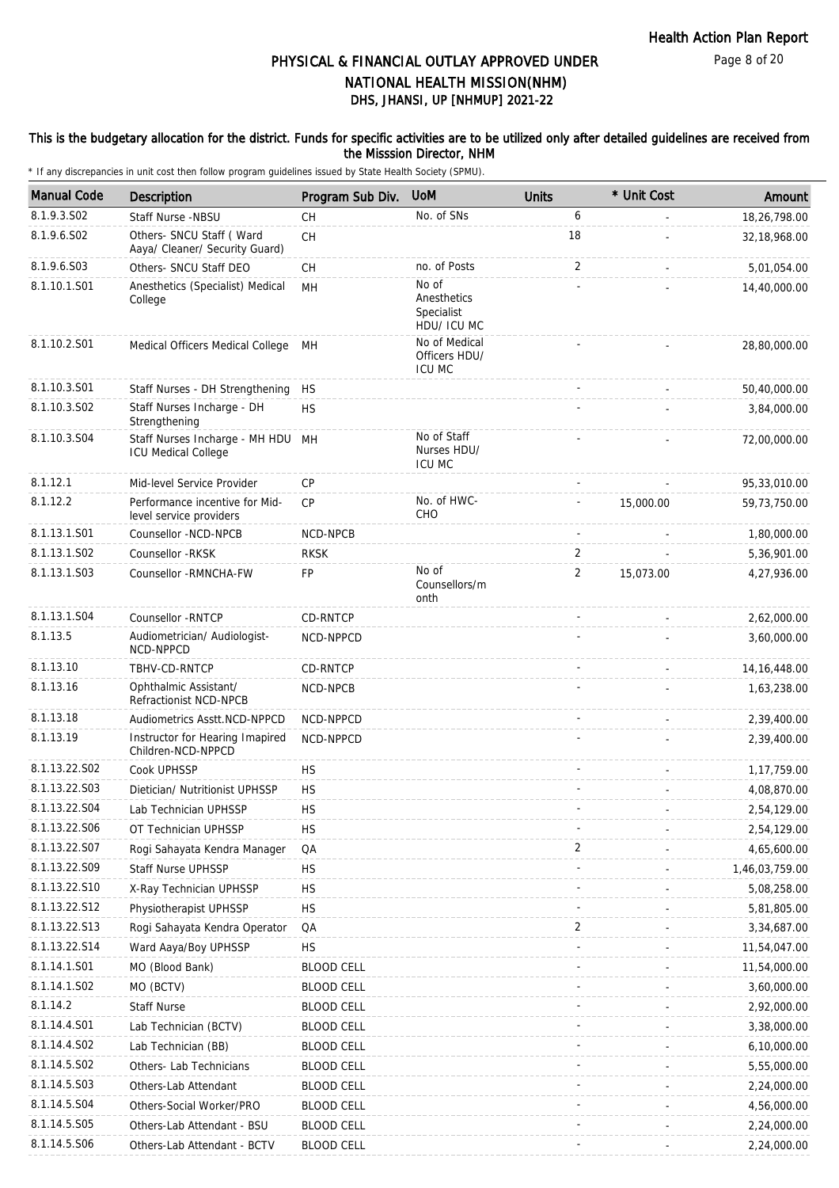# PHYSICAL & FINANCIAL OUTLAY APPROVED UNDER NATIONAL HEALTH MISSION(NHM)
## DHS, JHANSI, UP [NHMUP] 2021-22

**This is the budgetary allocation for the district. Funds for specific activities are to be utilized only after detailed guidelines are received from the Misssion Director, NHM**

\* If any discrepancies in unit cost then follow program guidelines issued by State Health Society (SPMU).

| Manual Code | Description | Program Sub Div. | UoM | Units | * Unit Cost | Amount |
|---|---|---|---|---|---|---|
| 8.1.9.3.S02 | Staff Nurse -NBSU | CH | No. of SNs | 6 | - | 18,26,798.00 |
| 8.1.9.6.S02 | Others- SNCU Staff ( Ward Aaya/ Cleaner/ Security Guard) | CH | | 18 | - | 32,18,968.00 |
| 8.1.9.6.S03 | Others- SNCU Staff DEO | CH | no. of Posts | 2 | - | 5,01,054.00 |
| 8.1.10.1.S01 | Anesthetics (Specialist) Medical College | MH | No of Anesthetics Specialist HDU/ ICU MC | - | - | 14,40,000.00 |
| 8.1.10.2.S01 | Medical Officers Medical College | MH | No of Medical Officers HDU/ ICU MC | - | - | 28,80,000.00 |
| 8.1.10.3.S01 | Staff Nurses - DH Strengthening | HS | | - | - | 50,40,000.00 |
| 8.1.10.3.S02 | Staff Nurses Incharge - DH Strengthening | HS | | - | - | 3,84,000.00 |
| 8.1.10.3.S04 | Staff Nurses Incharge - MH HDU ICU Medical College | MH | No of Staff Nurses HDU/ ICU MC | - | - | 72,00,000.00 |
| 8.1.12.1 | Mid-level Service Provider | CP | | - | - | 95,33,010.00 |
| 8.1.12.2 | Performance incentive for Mid-level service providers | CP | No. of HWC-CHO | - | 15,000.00 | 59,73,750.00 |
| 8.1.13.1.S01 | Counsellor -NCD-NPCB | NCD-NPCB | | - | - | 1,80,000.00 |
| 8.1.13.1.S02 | Counsellor -RKSK | RKSK | | 2 | - | 5,36,901.00 |
| 8.1.13.1.S03 | Counsellor -RMNCHA-FW | FP | No of Counsellors/month | 2 | 15,073.00 | 4,27,936.00 |
| 8.1.13.1.S04 | Counsellor -RNTCP | CD-RNTCP | | - | - | 2,62,000.00 |
| 8.1.13.5 | Audiometrician/ Audiologist-NCD-NPPCD | NCD-NPPCD | | - | - | 3,60,000.00 |
| 8.1.13.10 | TBHV-CD-RNTCP | CD-RNTCP | | - | - | 14,16,448.00 |
| 8.1.13.16 | Ophthalmic Assistant/ Refractionist NCD-NPCB | NCD-NPCB | | - | - | 1,63,238.00 |
| 8.1.13.18 | Audiometrics Asstt.NCD-NPPCD | NCD-NPPCD | | - | - | 2,39,400.00 |
| 8.1.13.19 | Instructor for Hearing Imapired Children-NCD-NPPCD | NCD-NPPCD | | - | - | 2,39,400.00 |
| 8.1.13.22.S02 | Cook UPHSSP | HS | | - | - | 1,17,759.00 |
| 8.1.13.22.S03 | Dietician/ Nutritionist UPHSSP | HS | | - | - | 4,08,870.00 |
| 8.1.13.22.S04 | Lab Technician UPHSSP | HS | | - | - | 2,54,129.00 |
| 8.1.13.22.S06 | OT Technician UPHSSP | HS | | - | - | 2,54,129.00 |
| 8.1.13.22.S07 | Rogi Sahayata Kendra Manager | QA | | 2 | - | 4,65,600.00 |
| 8.1.13.22.S09 | Staff Nurse UPHSSP | HS | | - | - | 1,46,03,759.00 |
| 8.1.13.22.S10 | X-Ray Technician UPHSSP | HS | | - | - | 5,08,258.00 |
| 8.1.13.22.S12 | Physiotherapist UPHSSP | HS | | - | - | 5,81,805.00 |
| 8.1.13.22.S13 | Rogi Sahayata Kendra Operator | QA | | 2 | - | 3,34,687.00 |
| 8.1.13.22.S14 | Ward Aaya/Boy UPHSSP | HS | | - | - | 11,54,047.00 |
| 8.1.14.1.S01 | MO (Blood Bank) | BLOOD CELL | | - | - | 11,54,000.00 |
| 8.1.14.1.S02 | MO (BCTV) | BLOOD CELL | | - | - | 3,60,000.00 |
| 8.1.14.2 | Staff Nurse | BLOOD CELL | | - | - | 2,92,000.00 |
| 8.1.14.4.S01 | Lab Technician (BCTV) | BLOOD CELL | | - | - | 3,38,000.00 |
| 8.1.14.4.S02 | Lab Technician (BB) | BLOOD CELL | | - | - | 6,10,000.00 |
| 8.1.14.5.S02 | Others- Lab Technicians | BLOOD CELL | | - | - | 5,55,000.00 |
| 8.1.14.5.S03 | Others-Lab Attendant | BLOOD CELL | | - | - | 2,24,000.00 |
| 8.1.14.5.S04 | Others-Social Worker/PRO | BLOOD CELL | | - | - | 4,56,000.00 |
| 8.1.14.5.S05 | Others-Lab Attendant - BSU | BLOOD CELL | | - | - | 2,24,000.00 |
| 8.1.14.5.S06 | Others-Lab Attendant - BCTV | BLOOD CELL | | - | - | 2,24,000.00 |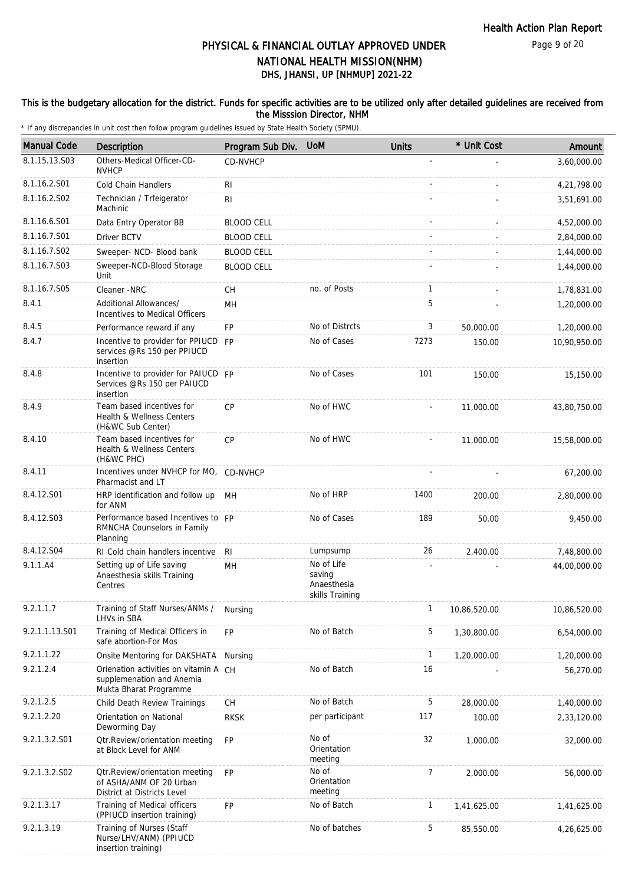# PHYSICAL & FINANCIAL OUTLAY APPROVED UNDER NATIONAL HEALTH MISSION(NHM)
## DHS, JHANSI, UP [NHMUP] 2021-22

### This is the budgetary allocation for the district. Funds for specific activities are to be utilized only after detailed guidelines are received from the Misssion Director, NHM

\* If any discrepancies in unit cost then follow program guidelines issued by State Health Society (SPMU).

| Manual Code | Description | Program Sub Div. | UoM | Units | * Unit Cost | Amount |
|---|---|---|---|---|---|---|
| 8.1.15.13.S03 | Others-Medical Officer-CD-NVHCP | CD-NVHCP | | - | - | 3,60,000.00 |
| 8.1.16.2.S01 | Cold Chain Handlers | RI | | - | - | 4,21,798.00 |
| 8.1.16.2.S02 | Technician / Trfeigerator Machinic | RI | | - | - | 3,51,691.00 |
| 8.1.16.6.S01 | Data Entry Operator BB | BLOOD CELL | | - | - | 4,52,000.00 |
| 8.1.16.7.S01 | Driver BCTV | BLOOD CELL | | - | - | 2,84,000.00 |
| 8.1.16.7.S02 | Sweeper- NCD- Blood bank | BLOOD CELL | | - | - | 1,44,000.00 |
| 8.1.16.7.S03 | Sweeper-NCD-Blood Storage Unit | BLOOD CELL | | - | - | 1,44,000.00 |
| 8.1.16.7.S05 | Cleaner -NRC | CH | no. of Posts | 1 | - | 1,78,831.00 |
| 8.4.1 | Additional Allowances/ Incentives to Medical Officers | MH | | 5 | - | 1,20,000.00 |
| 8.4.5 | Performance reward if any | FP | No of Distrcts | 3 | 50,000.00 | 1,20,000.00 |
| 8.4.7 | Incentive to provider for PPIUCD services @Rs 150 per PPIUCD insertion | FP | No of Cases | 7273 | 150.00 | 10,90,950.00 |
| 8.4.8 | Incentive to provider for PAIUCD Services @Rs 150 per PAIUCD insertion | FP | No of Cases | 101 | 150.00 | 15,150.00 |
| 8.4.9 | Team based incentives for Health & Wellness Centers (H&WC Sub Center) | CP | No of HWC | - | 11,000.00 | 43,80,750.00 |
| 8.4.10 | Team based incentives for Health & Wellness Centers (H&WC PHC) | CP | No of HWC | - | 11,000.00 | 15,58,000.00 |
| 8.4.11 | Incentives under NVHCP for MO, Pharmacist and LT | CD-NVHCP | | - | - | 67,200.00 |
| 8.4.12.S01 | HRP identification and follow up for ANM | MH | No of HRP | 1400 | 200.00 | 2,80,000.00 |
| 8.4.12.S03 | Performance based Incentives to RMNCHA Counselors in Family Planning | FP | No of Cases | 189 | 50.00 | 9,450.00 |
| 8.4.12.S04 | RI Cold chain handlers incentive | RI | Lumpsump | 26 | 2,400.00 | 7,48,800.00 |
| 9.1.1.A4 | Setting up of Life saving Anaesthesia skills Training Centres | MH | No of Life saving Anaesthesia skills Training | - | - | 44,00,000.00 |
| 9.2.1.1.7 | Training of Staff Nurses/ANMs / LHVs in SBA | Nursing | | 1 | 10,86,520.00 | 10,86,520.00 |
| 9.2.1.1.13.S01 | Training of Medical Officers in safe abortion-For Mos | FP | No of Batch | 5 | 1,30,800.00 | 6,54,000.00 |
| 9.2.1.1.22 | Onsite Mentoring for DAKSHATA | Nursing | | 1 | 1,20,000.00 | 1,20,000.00 |
| 9.2.1.2.4 | Orienation activities on vitamin A supplemenation and Anemia Mukta Bharat Programme | CH | No of Batch | 16 | - | 56,270.00 |
| 9.2.1.2.5 | Child Death Review Trainings | CH | No of Batch | 5 | 28,000.00 | 1,40,000.00 |
| 9.2.1.2.20 | Orientation on National Deworming Day | RKSK | per participant | 117 | 100.00 | 2,33,120.00 |
| 9.2.1.3.2.S01 | Qtr.Review/orientation meeting at Block Level for ANM | FP | No of Orientation meeting | 32 | 1,000.00 | 32,000.00 |
| 9.2.1.3.2.S02 | Qtr.Review/orientation meeting of ASHA/ANM OF 20 Urban District at Districts Level | FP | No of Orientation meeting | 7 | 2,000.00 | 56,000.00 |
| 9.2.1.3.17 | Training of Medical officers (PPIUCD insertion training) | FP | No of Batch | 1 | 1,41,625.00 | 1,41,625.00 |
| 9.2.1.3.19 | Training of Nurses (Staff Nurse/LHV/ANM) (PPIUCD insertion training) | | No of batches | 5 | 85,550.00 | 4,26,625.00 |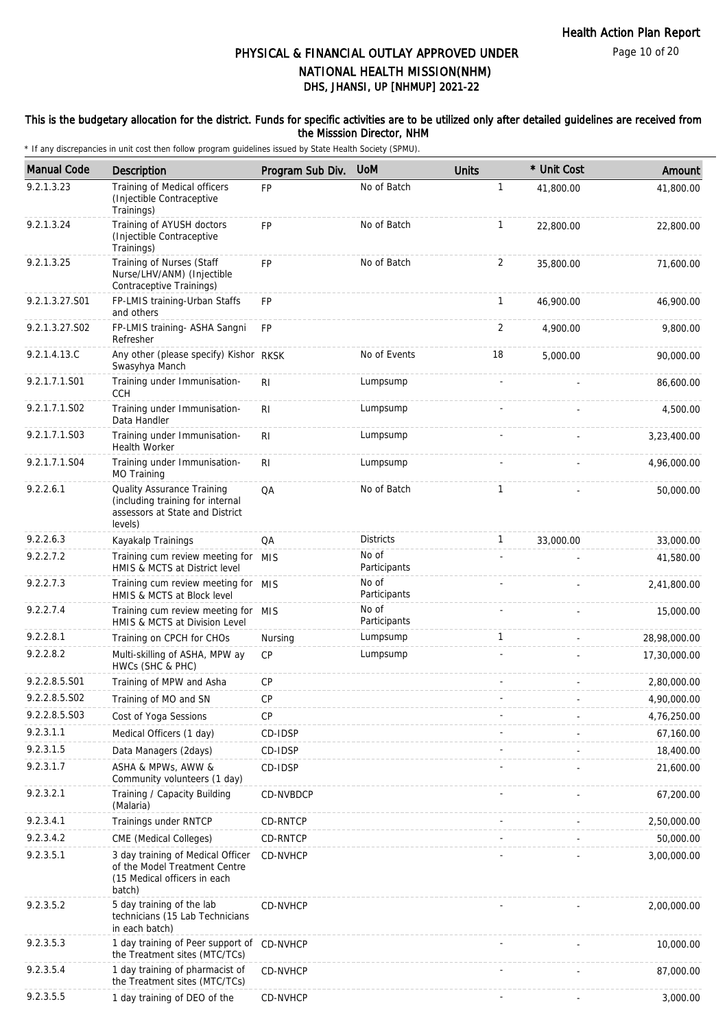# PHYSICAL & FINANCIAL OUTLAY APPROVED UNDER NATIONAL HEALTH MISSION(NHM)
## DHS, JHANSI, UP [NHMUP] 2021-22

**This is the budgetary allocation for the district. Funds for specific activities are to be utilized only after detailed guidelines are received from the Misssion Director, NHM**

\* If any discrepancies in unit cost then follow program guidelines issued by State Health Society (SPMU).

| Manual Code | Description | Program Sub Div. | UoM | Units | * Unit Cost | Amount |
|---|---|---|---|---|---|---|
| 9.2.1.3.23 | Training of Medical officers (Injectible Contraceptive Trainings) | FP | No of Batch | 1 | 41,800.00 | 41,800.00 |
| 9.2.1.3.24 | Training of AYUSH doctors (Injectible Contraceptive Trainings) | FP | No of Batch | 1 | 22,800.00 | 22,800.00 |
| 9.2.1.3.25 | Training of Nurses (Staff Nurse/LHV/ANM) (Injectible Contraceptive Trainings) | FP | No of Batch | 2 | 35,800.00 | 71,600.00 |
| 9.2.1.3.27.S01 | FP-LMIS training-Urban Staffs and others | FP | | 1 | 46,900.00 | 46,900.00 |
| 9.2.1.3.27.S02 | FP-LMIS training- ASHA Sangni Refresher | FP | | 2 | 4,900.00 | 9,800.00 |
| 9.2.1.4.13.C | Any other (please specify) Kishor Swasyhya Manch | RKSK | No of Events | 18 | 5,000.00 | 90,000.00 |
| 9.2.1.7.1.S01 | Training under Immunisation-CCH | RI | Lumpsump | - | - | 86,600.00 |
| 9.2.1.7.1.S02 | Training under Immunisation-Data Handler | RI | Lumpsump | - | - | 4,500.00 |
| 9.2.1.7.1.S03 | Training under Immunisation-Health Worker | RI | Lumpsump | - | - | 3,23,400.00 |
| 9.2.1.7.1.S04 | Training under Immunisation-MO Training | RI | Lumpsump | - | - | 4,96,000.00 |
| 9.2.2.6.1 | Quality Assurance Training (including training for internal assessors at State and District levels) | QA | No of Batch | 1 | - | 50,000.00 |
| 9.2.2.6.3 | Kayakalp Trainings | QA | Districts | 1 | 33,000.00 | 33,000.00 |
| 9.2.2.7.2 | Training cum review meeting for HMIS & MCTS at District level | MIS | No of Participants | - | - | 41,580.00 |
| 9.2.2.7.3 | Training cum review meeting for HMIS & MCTS at Block level | MIS | No of Participants | - | - | 2,41,800.00 |
| 9.2.2.7.4 | Training cum review meeting for HMIS & MCTS at Division Level | MIS | No of Participants | - | - | 15,000.00 |
| 9.2.2.8.1 | Training on CPCH for CHOs | Nursing | Lumpsump | 1 | - | 28,98,000.00 |
| 9.2.2.8.2 | Multi-skilling of ASHA, MPW ay HWCs (SHC & PHC) | CP | Lumpsump | - | - | 17,30,000.00 |
| 9.2.2.8.5.S01 | Training of MPW and Asha | CP | | - | - | 2,80,000.00 |
| 9.2.2.8.5.S02 | Training of MO and SN | CP | | - | - | 4,90,000.00 |
| 9.2.2.8.5.S03 | Cost of Yoga Sessions | CP | | - | - | 4,76,250.00 |
| 9.2.3.1.1 | Medical Officers (1 day) | CD-IDSP | | - | - | 67,160.00 |
| 9.2.3.1.5 | Data Managers (2days) | CD-IDSP | | - | - | 18,400.00 |
| 9.2.3.1.7 | ASHA & MPWs, AWW & Community volunteers (1 day) | CD-IDSP | | - | - | 21,600.00 |
| 9.2.3.2.1 | Training / Capacity Building (Malaria) | CD-NVBDCP | | - | - | 67,200.00 |
| 9.2.3.4.1 | Trainings under RNTCP | CD-RNTCP | | - | - | 2,50,000.00 |
| 9.2.3.4.2 | CME (Medical Colleges) | CD-RNTCP | | - | - | 50,000.00 |
| 9.2.3.5.1 | 3 day training of Medical Officer of the Model Treatment Centre (15 Medical officers in each batch) | CD-NVHCP | | - | - | 3,00,000.00 |
| 9.2.3.5.2 | 5 day training of the lab technicians (15 Lab Technicians in each batch) | CD-NVHCP | | - | - | 2,00,000.00 |
| 9.2.3.5.3 | 1 day training of Peer support of the Treatment sites (MTC/TCs) | CD-NVHCP | | - | - | 10,000.00 |
| 9.2.3.5.4 | 1 day training of pharmacist of the Treatment sites (MTC/TCs) | CD-NVHCP | | - | - | 87,000.00 |
| 9.2.3.5.5 | 1 day training of DEO of the | CD-NVHCP | | - | - | 3,000.00 |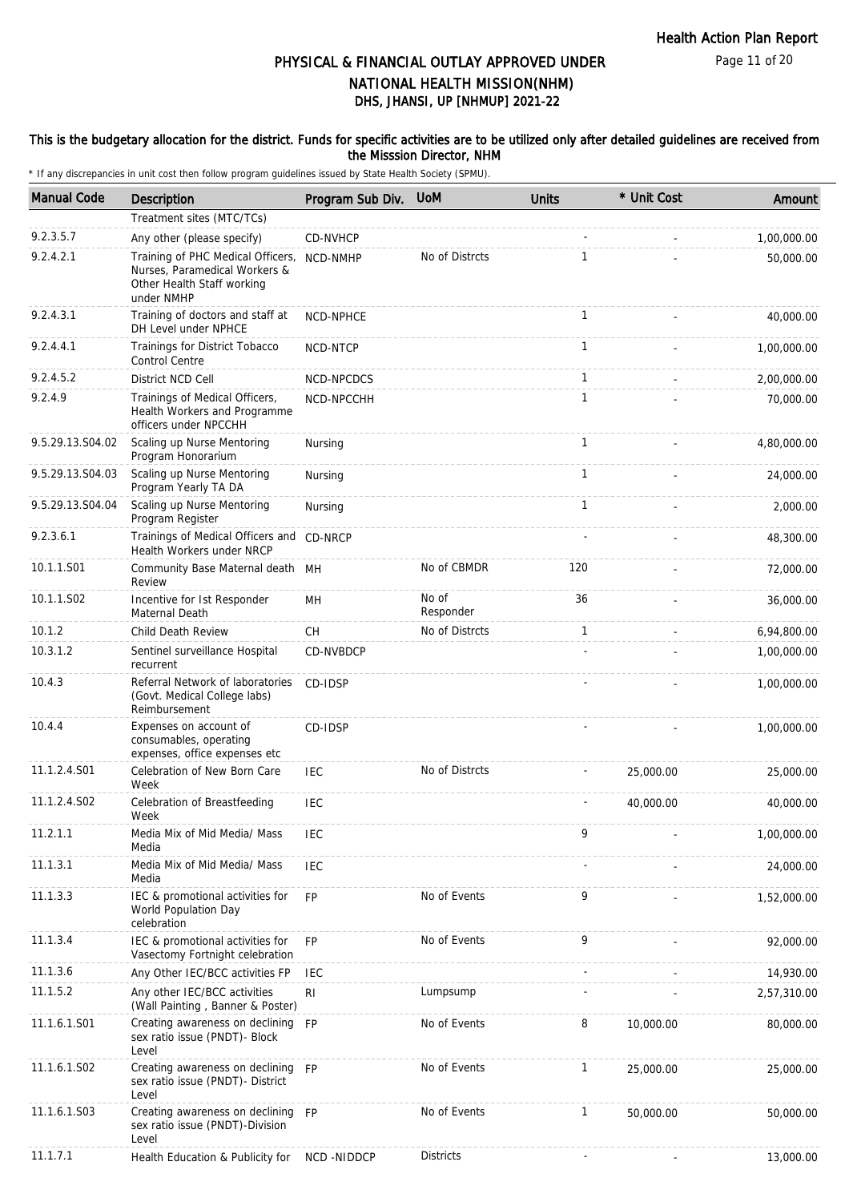# PHYSICAL & FINANCIAL OUTLAY APPROVED UNDER NATIONAL HEALTH MISSION(NHM)

## DHS, JHANSI, UP [NHMUP] 2021-22

**This is the budgetary allocation for the district. Funds for specific activities are to be utilized only after detailed guidelines are received from the Misssion Director, NHM**

\* If any discrepancies in unit cost then follow program guidelines issued by State Health Society (SPMU).

| Manual Code | Description | Program Sub Div. | UoM | Units | * Unit Cost | Amount |
|---|---|---|---|---|---|---|
| | Treatment sites (MTC/TCs) | | | | | |
| 9.2.3.5.7 | Any other (please specify) | CD-NVHCP | | - | - | 1,00,000.00 |
| 9.2.4.2.1 | Training of PHC Medical Officers, Nurses, Paramedical Workers & Other Health Staff working under NMHP | NCD-NMHP | No of Distrcts | 1 | - | 50,000.00 |
| 9.2.4.3.1 | Training of doctors and staff at DH Level under NPHCE | NCD-NPHCE | | 1 | - | 40,000.00 |
| 9.2.4.4.1 | Trainings for District Tobacco Control Centre | NCD-NTCP | | 1 | - | 1,00,000.00 |
| 9.2.4.5.2 | District NCD Cell | NCD-NPCDCS | | 1 | - | 2,00,000.00 |
| 9.2.4.9 | Trainings of Medical Officers, Health Workers and Programme officers under NPCCHH | NCD-NPCCHH | | 1 | - | 70,000.00 |
| 9.5.29.13.S04.02 | Scaling up Nurse Mentoring Program Honorarium | Nursing | | 1 | - | 4,80,000.00 |
| 9.5.29.13.S04.03 | Scaling up Nurse Mentoring Program Yearly TA DA | Nursing | | 1 | - | 24,000.00 |
| 9.5.29.13.S04.04 | Scaling up Nurse Mentoring Program Register | Nursing | | 1 | - | 2,000.00 |
| 9.2.3.6.1 | Trainings of Medical Officers and Health Workers under NRCP | CD-NRCP | | - | - | 48,300.00 |
| 10.1.1.S01 | Community Base Maternal death Review | MH | No of CBMDR | 120 | - | 72,000.00 |
| 10.1.1.S02 | Incentive for Ist Responder Maternal Death | MH | No of Responder | 36 | - | 36,000.00 |
| 10.1.2 | Child Death Review | CH | No of Distrcts | 1 | - | 6,94,800.00 |
| 10.3.1.2 | Sentinel surveillance Hospital recurrent | CD-NVBDCP | | - | - | 1,00,000.00 |
| 10.4.3 | Referral Network of laboratories (Govt. Medical College labs) Reimbursement | CD-IDSP | | - | - | 1,00,000.00 |
| 10.4.4 | Expenses on account of consumables, operating expenses, office expenses etc | CD-IDSP | | - | - | 1,00,000.00 |
| 11.1.2.4.S01 | Celebration of New Born Care Week | IEC | No of Distrcts | - | 25,000.00 | 25,000.00 |
| 11.1.2.4.S02 | Celebration of Breastfeeding Week | IEC | | - | 40,000.00 | 40,000.00 |
| 11.2.1.1 | Media Mix of Mid Media/ Mass Media | IEC | | 9 | - | 1,00,000.00 |
| 11.1.3.1 | Media Mix of Mid Media/ Mass Media | IEC | | - | - | 24,000.00 |
| 11.1.3.3 | IEC & promotional activities for World Population Day celebration | FP | No of Events | 9 | - | 1,52,000.00 |
| 11.1.3.4 | IEC & promotional activities for Vasectomy Fortnight celebration | FP | No of Events | 9 | - | 92,000.00 |
| 11.1.3.6 | Any Other IEC/BCC activities FP | IEC | | - | - | 14,930.00 |
| 11.1.5.2 | Any other IEC/BCC activities (Wall Painting , Banner & Poster) | RI | Lumpsump | - | - | 2,57,310.00 |
| 11.1.6.1.S01 | Creating awareness on declining sex ratio issue (PNDT)- Block Level | FP | No of Events | 8 | 10,000.00 | 80,000.00 |
| 11.1.6.1.S02 | Creating awareness on declining sex ratio issue (PNDT)- District Level | FP | No of Events | 1 | 25,000.00 | 25,000.00 |
| 11.1.6.1.S03 | Creating awareness on declining sex ratio issue (PNDT)-Division Level | FP | No of Events | 1 | 50,000.00 | 50,000.00 |
| 11.1.7.1 | Health Education & Publicity for | NCD -NIDDCP | Districts | - | - | 13,000.00 |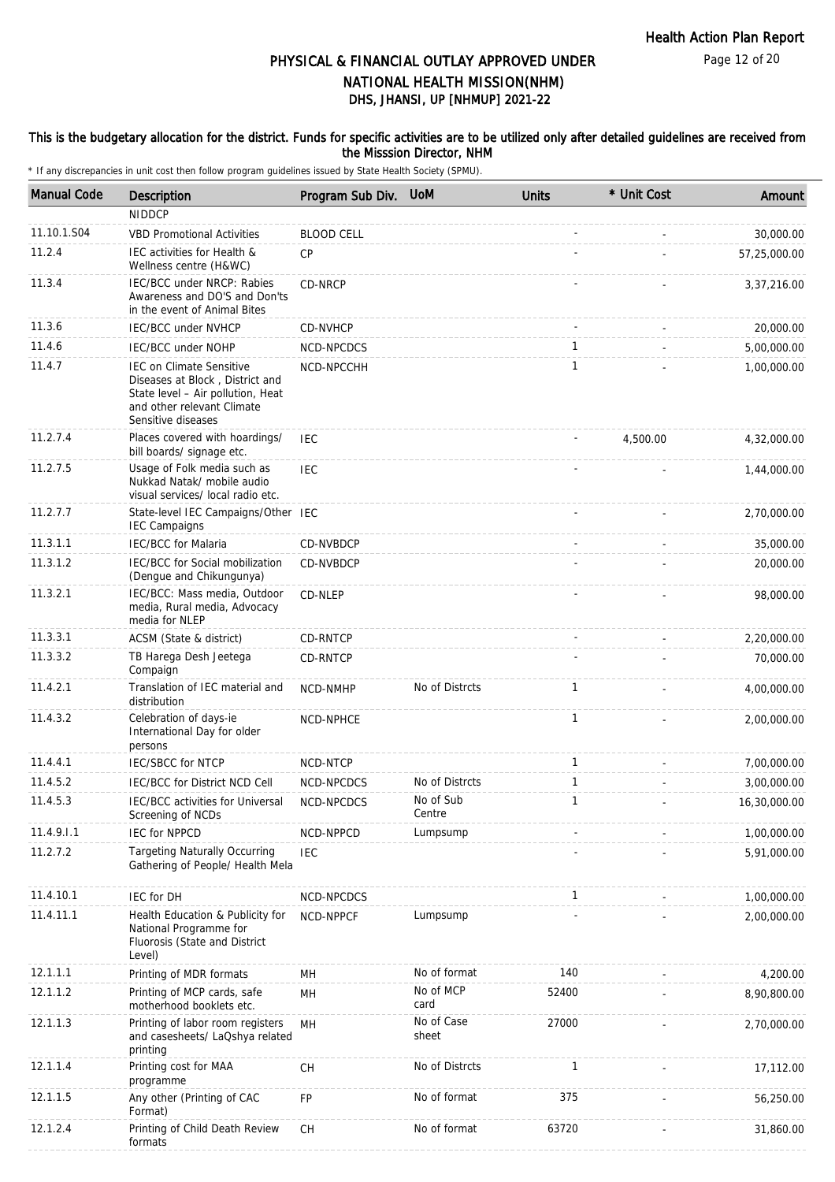# PHYSICAL & FINANCIAL OUTLAY APPROVED UNDER NATIONAL HEALTH MISSION(NHM)
## DHS, JHANSI, UP [NHMUP] 2021-22

**This is the budgetary allocation for the district. Funds for specific activities are to be utilized only after detailed guidelines are received from the Misssion Director, NHM**

\* If any discrepancies in unit cost then follow program guidelines issued by State Health Society (SPMU).

| Manual Code | Description | Program Sub Div. | UoM | Units | * Unit Cost | Amount |
|---|---|---|---|---|---|---|
| | NIDDCP | | | | | |
| 11.10.1.S04 | VBD Promotional Activities | BLOOD CELL | | - | - | 30,000.00 |
| 11.2.4 | IEC activities for Health & Wellness centre (H&WC) | CP | | - | - | 57,25,000.00 |
| 11.3.4 | IEC/BCC under NRCP: Rabies Awareness and DO'S and Don'ts in the event of Animal Bites | CD-NRCP | | - | - | 3,37,216.00 |
| 11.3.6 | IEC/BCC under NVHCP | CD-NVHCP | | - | - | 20,000.00 |
| 11.4.6 | IEC/BCC under NOHP | NCD-NPCDCS | | 1 | - | 5,00,000.00 |
| 11.4.7 | IEC on Climate Sensitive Diseases at Block , District and State level – Air pollution, Heat and other relevant Climate Sensitive diseases | NCD-NPCCHH | | 1 | - | 1,00,000.00 |
| 11.2.7.4 | Places covered with hoardings/ bill boards/ signage etc. | IEC | | - | 4,500.00 | 4,32,000.00 |
| 11.2.7.5 | Usage of Folk media such as Nukkad Natak/ mobile audio visual services/ local radio etc. | IEC | | - | - | 1,44,000.00 |
| 11.2.7.7 | State-level IEC Campaigns/Other IEC Campaigns | IEC | | - | - | 2,70,000.00 |
| 11.3.1.1 | IEC/BCC for Malaria | CD-NVBDCP | | - | - | 35,000.00 |
| 11.3.1.2 | IEC/BCC for Social mobilization (Dengue and Chikungunya) | CD-NVBDCP | | - | - | 20,000.00 |
| 11.3.2.1 | IEC/BCC: Mass media, Outdoor media, Rural media, Advocacy media for NLEP | CD-NLEP | | - | - | 98,000.00 |
| 11.3.3.1 | ACSM (State & district) | CD-RNTCP | | - | - | 2,20,000.00 |
| 11.3.3.2 | TB Harega Desh Jeetega Compaign | CD-RNTCP | | - | - | 70,000.00 |
| 11.4.2.1 | Translation of IEC material and distribution | NCD-NMHP | No of Distrcts | 1 | - | 4,00,000.00 |
| 11.4.3.2 | Celebration of days-ie International Day for older persons | NCD-NPHCE | | 1 | - | 2,00,000.00 |
| 11.4.4.1 | IEC/SBCC for NTCP | NCD-NTCP | | 1 | - | 7,00,000.00 |
| 11.4.5.2 | IEC/BCC for District NCD Cell | NCD-NPCDCS | No of Distrcts | 1 | - | 3,00,000.00 |
| 11.4.5.3 | IEC/BCC activities for Universal Screening of NCDs | NCD-NPCDCS | No of Sub Centre | 1 | - | 16,30,000.00 |
| 11.4.9.I.1 | IEC for NPPCD | NCD-NPPCD | Lumpsump | - | - | 1,00,000.00 |
| 11.2.7.2 | Targeting Naturally Occurring Gathering of People/ Health Mela | IEC | | - | - | 5,91,000.00 |
| 11.4.10.1 | IEC for DH | NCD-NPCDCS | | 1 | - | 1,00,000.00 |
| 11.4.11.1 | Health Education & Publicity for National Programme for Fluorosis (State and District Level) | NCD-NPPCF | Lumpsump | - | - | 2,00,000.00 |
| 12.1.1.1 | Printing of MDR formats | MH | No of format | 140 | - | 4,200.00 |
| 12.1.1.2 | Printing of MCP cards, safe motherhood booklets etc. | MH | No of MCP card | 52400 | - | 8,90,800.00 |
| 12.1.1.3 | Printing of labor room registers and casesheets/ LaQshya related printing | MH | No of Case sheet | 27000 | - | 2,70,000.00 |
| 12.1.1.4 | Printing cost for MAA programme | CH | No of Distrcts | 1 | - | 17,112.00 |
| 12.1.1.5 | Any other (Printing of CAC Format) | FP | No of format | 375 | - | 56,250.00 |
| 12.1.2.4 | Printing of Child Death Review formats | CH | No of format | 63720 | - | 31,860.00 |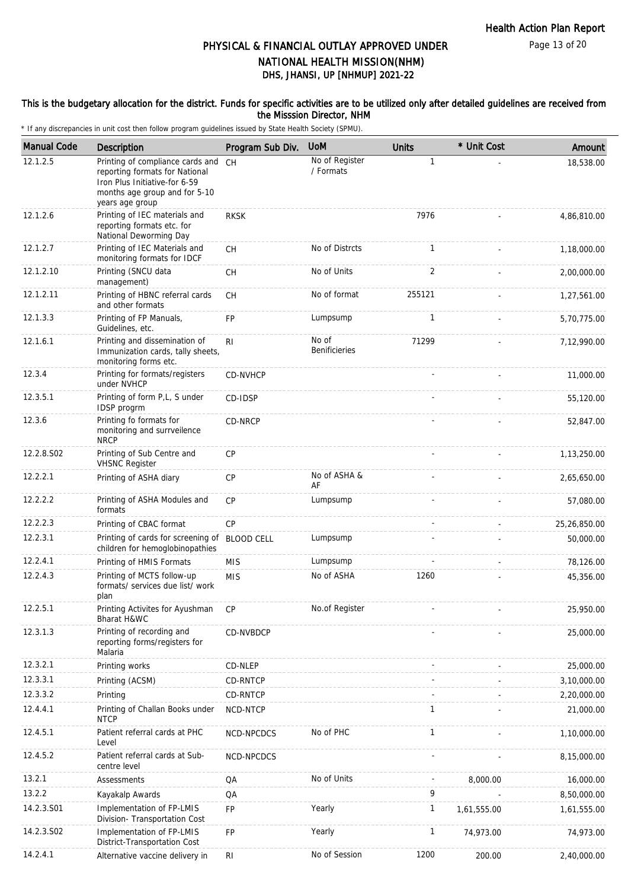# PHYSICAL & FINANCIAL OUTLAY APPROVED UNDER NATIONAL HEALTH MISSION(NHM)

## DHS, JHANSI, UP [NHMUP] 2021-22

**This is the budgetary allocation for the district. Funds for specific activities are to be utilized only after detailed guidelines are received from the Misssion Director, NHM**

\* If any discrepancies in unit cost then follow program guidelines issued by State Health Society (SPMU).

| Manual Code | Description | Program Sub Div. | UoM | Units | * Unit Cost | Amount |
|---|---|---|---|---|---|---|
| 12.1.2.5 | Printing of compliance cards and reporting formats for National Iron Plus Initiative-for 6-59 months age group and for 5-10 years age group | CH | No of Register / Formats | 1 | - | 18,538.00 |
| 12.1.2.6 | Printing of IEC materials and reporting formats etc. for National Deworming Day | RKSK | | 7976 | - | 4,86,810.00 |
| 12.1.2.7 | Printing of IEC Materials and monitoring formats for IDCF | CH | No of Distrcts | 1 | - | 1,18,000.00 |
| 12.1.2.10 | Printing (SNCU data management) | CH | No of Units | 2 | - | 2,00,000.00 |
| 12.1.2.11 | Printing of HBNC referral cards and other formats | CH | No of format | 255121 | - | 1,27,561.00 |
| 12.1.3.3 | Printing of FP Manuals, Guidelines, etc. | FP | Lumpsump | 1 | - | 5,70,775.00 |
| 12.1.6.1 | Printing and dissemination of Immunization cards, tally sheets, monitoring forms etc. | RI | No of Benificieries | 71299 | - | 7,12,990.00 |
| 12.3.4 | Printing for formats/registers under NVHCP | CD-NVHCP | | - | - | 11,000.00 |
| 12.3.5.1 | Printing of form P,L, S under IDSP progrm | CD-IDSP | | - | - | 55,120.00 |
| 12.3.6 | Printing fo formats for monitoring and surrveilence NRCP | CD-NRCP | | - | - | 52,847.00 |
| 12.2.8.S02 | Printing of Sub Centre and VHSNC Register | CP | | - | - | 1,13,250.00 |
| 12.2.2.1 | Printing of ASHA diary | CP | No of ASHA & AF | - | - | 2,65,650.00 |
| 12.2.2.2 | Printing of ASHA Modules and formats | CP | Lumpsump | - | - | 57,080.00 |
| 12.2.2.3 | Printing of CBAC format | CP | | - | - | 25,26,850.00 |
| 12.2.3.1 | Printing of cards for screening of children for hemoglobinopathies | BLOOD CELL | Lumpsump | - | - | 50,000.00 |
| 12.2.4.1 | Printing of HMIS Formats | MIS | Lumpsump | - | - | 78,126.00 |
| 12.2.4.3 | Printing of MCTS follow-up formats/ services due list/ work plan | MIS | No of ASHA | 1260 | - | 45,356.00 |
| 12.2.5.1 | Printing Activites for Ayushman Bharat H&WC | CP | No.of Register | - | - | 25,950.00 |
| 12.3.1.3 | Printing of recording and reporting forms/registers for Malaria | CD-NVBDCP | | - | - | 25,000.00 |
| 12.3.2.1 | Printing works | CD-NLEP | | - | - | 25,000.00 |
| 12.3.3.1 | Printing (ACSM) | CD-RNTCP | | - | - | 3,10,000.00 |
| 12.3.3.2 | Printing | CD-RNTCP | | - | - | 2,20,000.00 |
| 12.4.4.1 | Printing of Challan Books under NTCP | NCD-NTCP | | 1 | - | 21,000.00 |
| 12.4.5.1 | Patient referral cards at PHC Level | NCD-NPCDCS | No of PHC | 1 | - | 1,10,000.00 |
| 12.4.5.2 | Patient referral cards at Sub-centre level | NCD-NPCDCS | | - | - | 8,15,000.00 |
| 13.2.1 | Assessments | QA | No of Units | - | 8,000.00 | 16,000.00 |
| 13.2.2 | Kayakalp Awards | QA | | 9 | - | 8,50,000.00 |
| 14.2.3.S01 | Implementation of FP-LMIS Division- Transportation Cost | FP | Yearly | 1 | 1,61,555.00 | 1,61,555.00 |
| 14.2.3.S02 | Implementation of FP-LMIS District-Transportation Cost | FP | Yearly | 1 | 74,973.00 | 74,973.00 |
| 14.2.4.1 | Alternative vaccine delivery in | RI | No of Session | 1200 | 200.00 | 2,40,000.00 |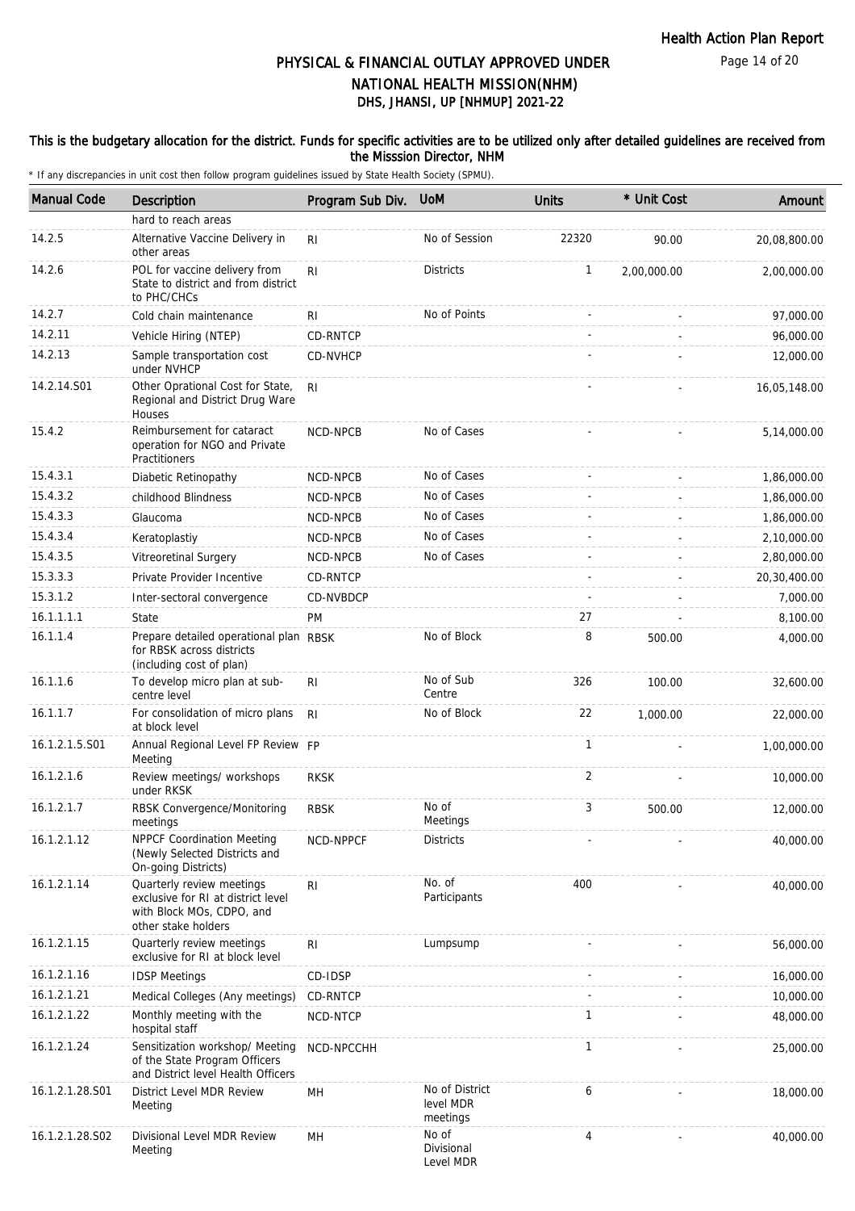# PHYSICAL & FINANCIAL OUTLAY APPROVED UNDER NATIONAL HEALTH MISSION(NHM)

## DHS, JHANSI, UP [NHMUP] 2021-22

**This is the budgetary allocation for the district. Funds for specific activities are to be utilized only after detailed guidelines are received from the Misssion Director, NHM**

\* If any discrepancies in unit cost then follow program guidelines issued by State Health Society (SPMU).

| Manual Code | Description | Program Sub Div. | UoM | Units | * Unit Cost | Amount |
|---|---|---|---|---|---|---|
| | hard to reach areas | | | | | |
| 14.2.5 | Alternative Vaccine Delivery in other areas | RI | No of Session | 22320 | 90.00 | 20,08,800.00 |
| 14.2.6 | POL for vaccine delivery from State to district and from district to PHC/CHCs | RI | Districts | 1 | 2,00,000.00 | 2,00,000.00 |
| 14.2.7 | Cold chain maintenance | RI | No of Points | - | - | 97,000.00 |
| 14.2.11 | Vehicle Hiring (NTEP) | CD-RNTCP | | - | - | 96,000.00 |
| 14.2.13 | Sample transportation cost under NVHCP | CD-NVHCP | | - | - | 12,000.00 |
| 14.2.14.S01 | Other Oprational Cost for State, Regional and District Drug Ware Houses | RI | | - | - | 16,05,148.00 |
| 15.4.2 | Reimbursement for cataract operation for NGO and Private Practitioners | NCD-NPCB | No of Cases | - | - | 5,14,000.00 |
| 15.4.3.1 | Diabetic Retinopathy | NCD-NPCB | No of Cases | - | - | 1,86,000.00 |
| 15.4.3.2 | childhood Blindness | NCD-NPCB | No of Cases | - | - | 1,86,000.00 |
| 15.4.3.3 | Glaucoma | NCD-NPCB | No of Cases | - | - | 1,86,000.00 |
| 15.4.3.4 | Keratoplastiy | NCD-NPCB | No of Cases | - | - | 2,10,000.00 |
| 15.4.3.5 | Vitreoretinal Surgery | NCD-NPCB | No of Cases | - | - | 2,80,000.00 |
| 15.3.3.3 | Private Provider Incentive | CD-RNTCP | | - | - | 20,30,400.00 |
| 15.3.1.2 | Inter-sectoral convergence | CD-NVBDCP | | - | - | 7,000.00 |
| 16.1.1.1.1 | State | PM | | 27 | - | 8,100.00 |
| 16.1.1.4 | Prepare detailed operational plan for RBSK across districts (including cost of plan) | RBSK | No of Block | 8 | 500.00 | 4,000.00 |
| 16.1.1.6 | To develop micro plan at sub-centre level | RI | No of Sub Centre | 326 | 100.00 | 32,600.00 |
| 16.1.1.7 | For consolidation of micro plans at block level | RI | No of Block | 22 | 1,000.00 | 22,000.00 |
| 16.1.2.1.5.S01 | Annual Regional Level FP Review Meeting | FP | | 1 | - | 1,00,000.00 |
| 16.1.2.1.6 | Review meetings/ workshops under RKSK | RKSK | | 2 | - | 10,000.00 |
| 16.1.2.1.7 | RBSK Convergence/Monitoring meetings | RBSK | No of Meetings | 3 | 500.00 | 12,000.00 |
| 16.1.2.1.12 | NPPCF Coordination Meeting (Newly Selected Districts and On-going Districts) | NCD-NPPCF | Districts | - | - | 40,000.00 |
| 16.1.2.1.14 | Quarterly review meetings exclusive for RI at district level with Block MOs, CDPO, and other stake holders | RI | No. of Participants | 400 | - | 40,000.00 |
| 16.1.2.1.15 | Quarterly review meetings exclusive for RI at block level | RI | Lumpsump | - | - | 56,000.00 |
| 16.1.2.1.16 | IDSP Meetings | CD-IDSP | | - | - | 16,000.00 |
| 16.1.2.1.21 | Medical Colleges (Any meetings) | CD-RNTCP | | - | - | 10,000.00 |
| 16.1.2.1.22 | Monthly meeting with the hospital staff | NCD-NTCP | | 1 | - | 48,000.00 |
| 16.1.2.1.24 | Sensitization workshop/ Meeting of the State Program Officers and District level Health Officers | NCD-NPCCHH | | 1 | - | 25,000.00 |
| 16.1.2.1.28.S01 | District Level MDR Review Meeting | MH | No of District level MDR meetings | 6 | - | 18,000.00 |
| 16.1.2.1.28.S02 | Divisional Level MDR Review Meeting | MH | No of Divisional Level MDR | 4 | - | 40,000.00 |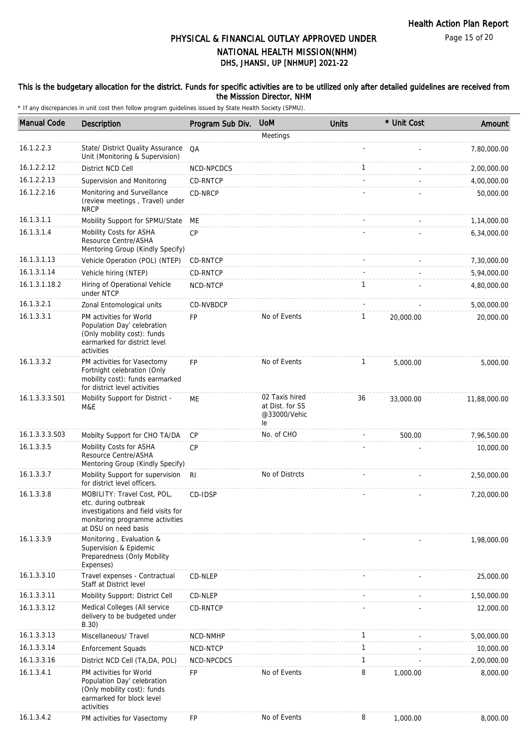# PHYSICAL & FINANCIAL OUTLAY APPROVED UNDER NATIONAL HEALTH MISSION(NHM)
## DHS, JHANSI, UP [NHMUP] 2021-22

**This is the budgetary allocation for the district. Funds for specific activities are to be utilized only after detailed guidelines are received from the Misssion Director, NHM**

\* If any discrepancies in unit cost then follow program guidelines issued by State Health Society (SPMU).

| Manual Code | Description | Program Sub Div. | UoM | Units | * Unit Cost | Amount |
|---|---|---|---|---|---|---|
| | | | Meetings | | | |
| 16.1.2.2.3 | State/ District Quality Assurance Unit (Monitoring & Supervision) | QA | | - | - | 7,80,000.00 |
| 16.1.2.2.12 | District NCD Cell | NCD-NPCDCS | | 1 | - | 2,00,000.00 |
| 16.1.2.2.13 | Supervision and Monitoring | CD-RNTCP | | - | - | 4,00,000.00 |
| 16.1.2.2.16 | Monitoring and Surveillance (review meetings , Travel) under NRCP | CD-NRCP | | - | - | 50,000.00 |
| 16.1.3.1.1 | Mobility Support for SPMU/State | ME | | - | - | 1,14,000.00 |
| 16.1.3.1.4 | Mobility Costs for ASHA Resource Centre/ASHA Mentoring Group (Kindly Specify) | CP | | - | - | 6,34,000.00 |
| 16.1.3.1.13 | Vehicle Operation (POL) (NTEP) | CD-RNTCP | | - | - | 7,30,000.00 |
| 16.1.3.1.14 | Vehicle hiring (NTEP) | CD-RNTCP | | - | - | 5,94,000.00 |
| 16.1.3.1.18.2 | Hiring of Operational Vehicle under NTCP | NCD-NTCP | | 1 | - | 4,80,000.00 |
| 16.1.3.2.1 | Zonal Entomological units | CD-NVBDCP | | - | - | 5,00,000.00 |
| 16.1.3.3.1 | PM activities for World Population Day' celebration (Only mobility cost): funds earmarked for district level activities | FP | No of Events | 1 | 20,000.00 | 20,000.00 |
| 16.1.3.3.2 | PM activities for Vasectomy Fortnight celebration (Only mobility cost): funds earmarked for district level activities | FP | No of Events | 1 | 5,000.00 | 5,000.00 |
| 16.1.3.3.3.S01 | Mobility Support for District - M&E | ME | 02 Taxis hired at Dist. for SS @33000/Vehicle | 36 | 33,000.00 | 11,88,000.00 |
| 16.1.3.3.3.S03 | Mobilty Support for CHO TA/DA | CP | No. of CHO | - | 500.00 | 7,96,500.00 |
| 16.1.3.3.5 | Mobility Costs for ASHA Resource Centre/ASHA Mentoring Group (Kindly Specify) | CP | | - | - | 10,000.00 |
| 16.1.3.3.7 | Mobility Support for supervision for district level officers. | RI | No of Distrcts | - | - | 2,50,000.00 |
| 16.1.3.3.8 | MOBILITY: Travel Cost, POL, etc. during outbreak investigations and field visits for monitoring programme activities at DSU on need basis | CD-IDSP | | - | - | 7,20,000.00 |
| 16.1.3.3.9 | Monitoring , Evaluation & Supervision & Epidemic Preparedness (Only Mobility Expenses) | | | - | - | 1,98,000.00 |
| 16.1.3.3.10 | Travel expenses - Contractual Staff at District level | CD-NLEP | | - | - | 25,000.00 |
| 16.1.3.3.11 | Mobility Support: District Cell | CD-NLEP | | - | - | 1,50,000.00 |
| 16.1.3.3.12 | Medical Colleges (All service delivery to be budgeted under B.30) | CD-RNTCP | | - | - | 12,000.00 |
| 16.1.3.3.13 | Miscellaneous/ Travel | NCD-NMHP | | 1 | - | 5,00,000.00 |
| 16.1.3.3.14 | Enforcement Squads | NCD-NTCP | | 1 | - | 10,000.00 |
| 16.1.3.3.16 | District NCD Cell (TA,DA, POL) | NCD-NPCDCS | | 1 | - | 2,00,000.00 |
| 16.1.3.4.1 | PM activities for World Population Day' celebration (Only mobility cost): funds earmarked for block level activities | FP | No of Events | 8 | 1,000.00 | 8,000.00 |
| 16.1.3.4.2 | PM activities for Vasectomy | FP | No of Events | 8 | 1,000.00 | 8,000.00 |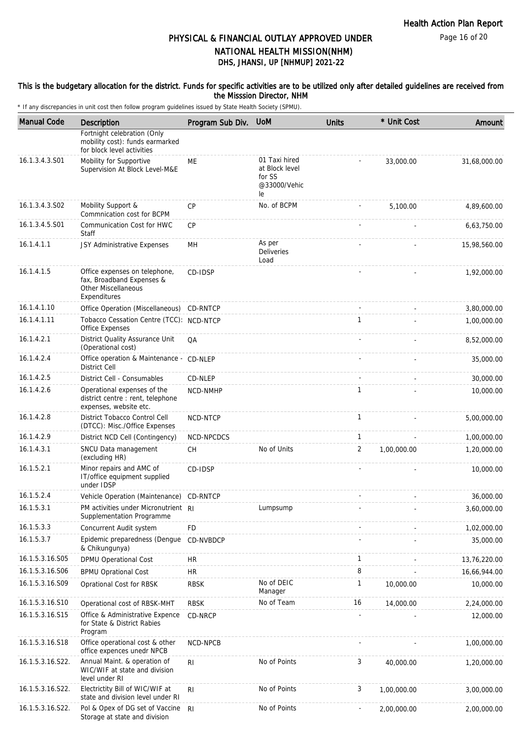# PHYSICAL & FINANCIAL OUTLAY APPROVED UNDER NATIONAL HEALTH MISSION(NHM)
## DHS, JHANSI, UP [NHMUP] 2021-22

**This is the budgetary allocation for the district. Funds for specific activities are to be utilized only after detailed guidelines are received from the Misssion Director, NHM**

\* If any discrepancies in unit cost then follow program guidelines issued by State Health Society (SPMU).

| Manual Code | Description | Program Sub Div. | UoM | Units | * Unit Cost | Amount |
|---|---|---|---|---|---|---|
| | Fortnight celebration (Only mobility cost): funds earmarked for block level activities | | | | | |
| 16.1.3.4.3.S01 | Mobility for Supportive Supervision At Block Level-M&E | ME | 01 Taxi hired at Block level for SS @33000/Vehicle | - | 33,000.00 | 31,68,000.00 |
| 16.1.3.4.3.S02 | Mobility Support & Commnication cost for BCPM | CP | No. of BCPM | - | 5,100.00 | 4,89,600.00 |
| 16.1.3.4.5.S01 | Communication Cost for HWC Staff | CP | | - | - | 6,63,750.00 |
| 16.1.4.1.1 | JSY Administrative Expenses | MH | As per Deliveries Load | - | - | 15,98,560.00 |
| 16.1.4.1.5 | Office expenses on telephone, fax, Broadband Expenses & Other Miscellaneous Expenditures | CD-IDSP | | - | - | 1,92,000.00 |
| 16.1.4.1.10 | Office Operation (Miscellaneous) | CD-RNTCP | | - | - | 3,80,000.00 |
| 16.1.4.1.11 | Tobacco Cessation Centre (TCC): Office Expenses | NCD-NTCP | | 1 | - | 1,00,000.00 |
| 16.1.4.2.1 | District Quality Assurance Unit (Operational cost) | QA | | - | - | 8,52,000.00 |
| 16.1.4.2.4 | Office operation & Maintenance - District Cell | CD-NLEP | | - | - | 35,000.00 |
| 16.1.4.2.5 | District Cell - Consumables | CD-NLEP | | - | - | 30,000.00 |
| 16.1.4.2.6 | Operational expenses of the district centre : rent, telephone expenses, website etc. | NCD-NMHP | | 1 | - | 10,000.00 |
| 16.1.4.2.8 | District Tobacco Control Cell (DTCC): Misc./Office Expenses | NCD-NTCP | | 1 | - | 5,00,000.00 |
| 16.1.4.2.9 | District NCD Cell (Contingency) | NCD-NPCDCS | | 1 | - | 1,00,000.00 |
| 16.1.4.3.1 | SNCU Data management (excluding HR) | CH | No of Units | 2 | 1,00,000.00 | 1,20,000.00 |
| 16.1.5.2.1 | Minor repairs and AMC of IT/office equipment supplied under IDSP | CD-IDSP | | - | - | 10,000.00 |
| 16.1.5.2.4 | Vehicle Operation (Maintenance) | CD-RNTCP | | - | - | 36,000.00 |
| 16.1.5.3.1 | PM activities under Micronutrient Supplementation Programme | RI | Lumpsump | - | - | 3,60,000.00 |
| 16.1.5.3.3 | Concurrent Audit system | FD | | - | - | 1,02,000.00 |
| 16.1.5.3.7 | Epidemic preparedness (Dengue & Chikungunya) | CD-NVBDCP | | - | - | 35,000.00 |
| 16.1.5.3.16.S05 | DPMU Operational Cost | HR | | 1 | - | 13,76,220.00 |
| 16.1.5.3.16.S06 | BPMU Oprational Cost | HR | | 8 | - | 16,66,944.00 |
| 16.1.5.3.16.S09 | Oprational Cost for RBSK | RBSK | No of DEIC Manager | 1 | 10,000.00 | 10,000.00 |
| 16.1.5.3.16.S10 | Operational cost of RBSK-MHT | RBSK | No of Team | 16 | 14,000.00 | 2,24,000.00 |
| 16.1.5.3.16.S15 | Office & Administrative Expence for State & District Rabies Program | CD-NRCP | | - | - | 12,000.00 |
| 16.1.5.3.16.S18 | Office operational cost & other office expences unedr NPCB | NCD-NPCB | | - | - | 1,00,000.00 |
| 16.1.5.3.16.S22. | Annual Maint. & operation of WIC/WIF at state and division level under RI | RI | No of Points | 3 | 40,000.00 | 1,20,000.00 |
| 16.1.5.3.16.S22. | Electrictity Bill of WIC/WIF at state and division level under RI | RI | No of Points | 3 | 1,00,000.00 | 3,00,000.00 |
| 16.1.5.3.16.S22. | Pol & Opex of DG set of Vaccine Storage at state and division | RI | No of Points | - | 2,00,000.00 | 2,00,000.00 |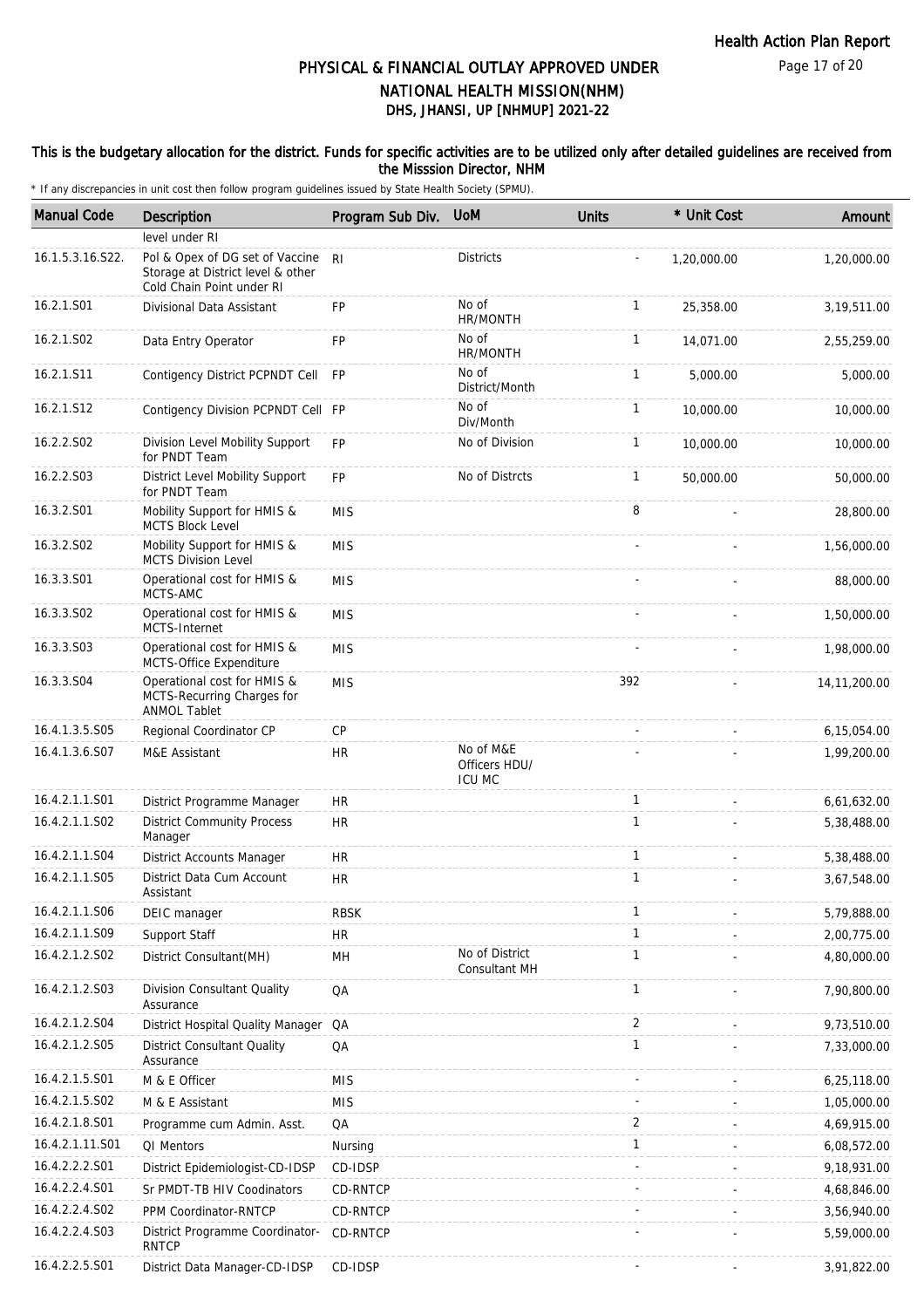# PHYSICAL & FINANCIAL OUTLAY APPROVED UNDER NATIONAL HEALTH MISSION(NHM)

## DHS, JHANSI, UP [NHMUP] 2021-22

**This is the budgetary allocation for the district. Funds for specific activities are to be utilized only after detailed guidelines are received from the Misssion Director, NHM**

\* If any discrepancies in unit cost then follow program guidelines issued by State Health Society (SPMU).

| Manual Code | Description | Program Sub Div. | UoM | Units | * Unit Cost | Amount |
|---|---|---|---|---|---|---|
| | level under RI | | | | | |
| 16.1.5.3.16.S22. | Pol & Opex of DG set of Vaccine Storage at District level & other Cold Chain Point under RI | RI | Districts | - | 1,20,000.00 | 1,20,000.00 |
| 16.2.1.S01 | Divisional Data Assistant | FP | No of HR/MONTH | 1 | 25,358.00 | 3,19,511.00 |
| 16.2.1.S02 | Data Entry Operator | FP | No of HR/MONTH | 1 | 14,071.00 | 2,55,259.00 |
| 16.2.1.S11 | Contigency District PCPNDT Cell | FP | No of District/Month | 1 | 5,000.00 | 5,000.00 |
| 16.2.1.S12 | Contigency Division PCPNDT Cell | FP | No of Div/Month | 1 | 10,000.00 | 10,000.00 |
| 16.2.2.S02 | Division Level Mobility Support for PNDT Team | FP | No of Division | 1 | 10,000.00 | 10,000.00 |
| 16.2.2.S03 | District Level Mobility Support for PNDT Team | FP | No of Distrcts | 1 | 50,000.00 | 50,000.00 |
| 16.3.2.S01 | Mobility Support for HMIS & MCTS Block Level | MIS | | 8 | - | 28,800.00 |
| 16.3.2.S02 | Mobility Support for HMIS & MCTS Division Level | MIS | | - | - | 1,56,000.00 |
| 16.3.3.S01 | Operational cost for HMIS & MCTS-AMC | MIS | | - | - | 88,000.00 |
| 16.3.3.S02 | Operational cost for HMIS & MCTS-Internet | MIS | | - | - | 1,50,000.00 |
| 16.3.3.S03 | Operational cost for HMIS & MCTS-Office Expenditure | MIS | | - | - | 1,98,000.00 |
| 16.3.3.S04 | Operational cost for HMIS & MCTS-Recurring Charges for ANMOL Tablet | MIS | | 392 | - | 14,11,200.00 |
| 16.4.1.3.5.S05 | Regional Coordinator CP | CP | | - | - | 6,15,054.00 |
| 16.4.1.3.6.S07 | M&E Assistant | HR | No of M&E Officers HDU/ ICU MC | - | - | 1,99,200.00 |
| 16.4.2.1.1.S01 | District Programme Manager | HR | | 1 | - | 6,61,632.00 |
| 16.4.2.1.1.S02 | District Community Process Manager | HR | | 1 | - | 5,38,488.00 |
| 16.4.2.1.1.S04 | District Accounts Manager | HR | | 1 | - | 5,38,488.00 |
| 16.4.2.1.1.S05 | District Data Cum Account Assistant | HR | | 1 | - | 3,67,548.00 |
| 16.4.2.1.1.S06 | DEIC manager | RBSK | | 1 | - | 5,79,888.00 |
| 16.4.2.1.1.S09 | Support Staff | HR | | 1 | - | 2,00,775.00 |
| 16.4.2.1.2.S02 | District Consultant(MH) | MH | No of District Consultant MH | 1 | - | 4,80,000.00 |
| 16.4.2.1.2.S03 | Division Consultant Quality Assurance | QA | | 1 | - | 7,90,800.00 |
| 16.4.2.1.2.S04 | District Hospital Quality Manager | QA | | 2 | - | 9,73,510.00 |
| 16.4.2.1.2.S05 | District Consultant Quality Assurance | QA | | 1 | - | 7,33,000.00 |
| 16.4.2.1.5.S01 | M & E Officer | MIS | | - | - | 6,25,118.00 |
| 16.4.2.1.5.S02 | M & E Assistant | MIS | | - | - | 1,05,000.00 |
| 16.4.2.1.8.S01 | Programme cum Admin. Asst. | QA | | 2 | - | 4,69,915.00 |
| 16.4.2.1.11.S01 | QI Mentors | Nursing | | 1 | - | 6,08,572.00 |
| 16.4.2.2.2.S01 | District Epidemiologist-CD-IDSP | CD-IDSP | | - | - | 9,18,931.00 |
| 16.4.2.2.4.S01 | Sr PMDT-TB HIV Coodinators | CD-RNTCP | | - | - | 4,68,846.00 |
| 16.4.2.2.4.S02 | PPM Coordinator-RNTCP | CD-RNTCP | | - | - | 3,56,940.00 |
| 16.4.2.2.4.S03 | District Programme Coordinator-RNTCP | CD-RNTCP | | - | - | 5,59,000.00 |
| 16.4.2.2.5.S01 | District Data Manager-CD-IDSP | CD-IDSP | | - | - | 3,91,822.00 |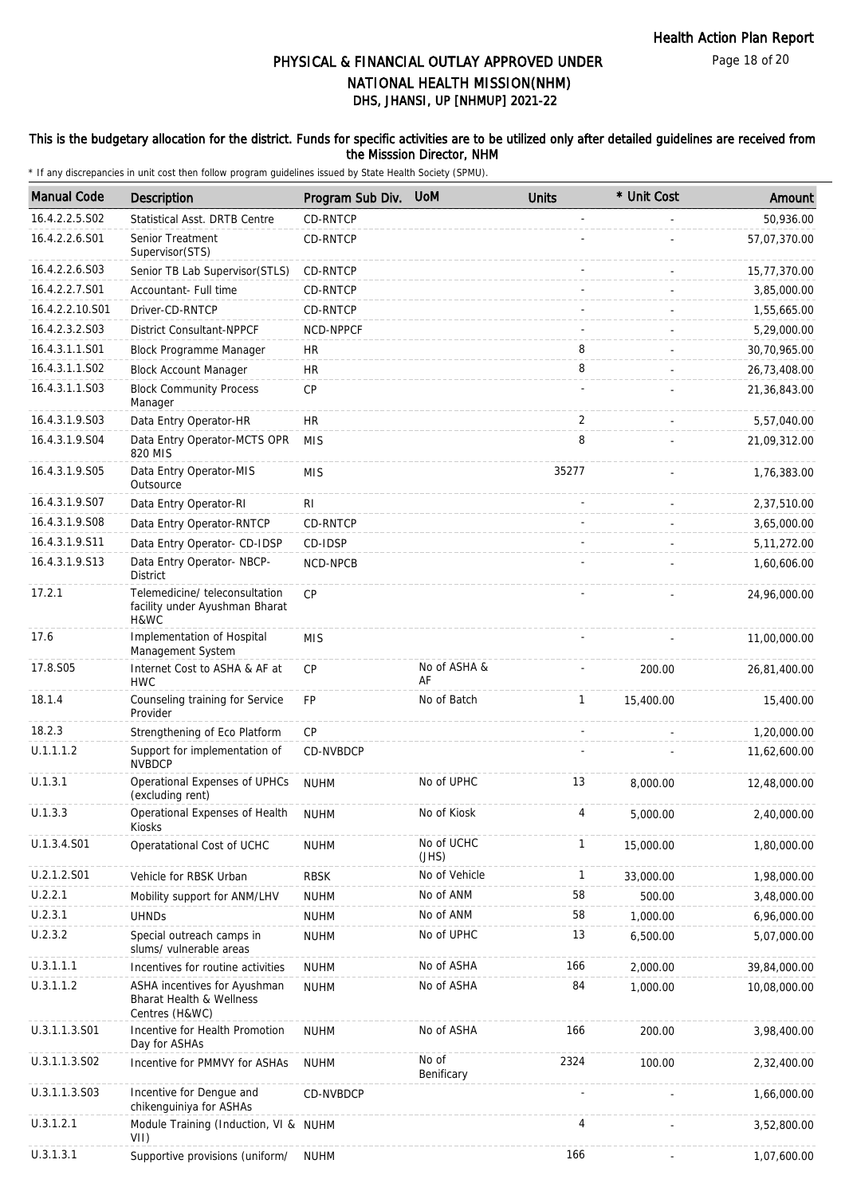# PHYSICAL & FINANCIAL OUTLAY APPROVED UNDER NATIONAL HEALTH MISSION(NHM)

## DHS, JHANSI, UP [NHMUP] 2021-22

**This is the budgetary allocation for the district. Funds for specific activities are to be utilized only after detailed guidelines are received from the Misssion Director, NHM**

\* If any discrepancies in unit cost then follow program guidelines issued by State Health Society (SPMU).

| Manual Code | Description | Program Sub Div. | UoM | Units | * Unit Cost | Amount |
|---|---|---|---|---|---|---|
| 16.4.2.2.5.S02 | Statistical Asst. DRTB Centre | CD-RNTCP | | - | - | 50,936.00 |
| 16.4.2.2.6.S01 | Senior Treatment Supervisor(STS) | CD-RNTCP | | - | - | 57,07,370.00 |
| 16.4.2.2.6.S03 | Senior TB Lab Supervisor(STLS) | CD-RNTCP | | - | - | 15,77,370.00 |
| 16.4.2.2.7.S01 | Accountant- Full time | CD-RNTCP | | - | - | 3,85,000.00 |
| 16.4.2.2.10.S01 | Driver-CD-RNTCP | CD-RNTCP | | - | - | 1,55,665.00 |
| 16.4.2.3.2.S03 | District Consultant-NPPCF | NCD-NPPCF | | - | - | 5,29,000.00 |
| 16.4.3.1.1.S01 | Block Programme Manager | HR | | 8 | - | 30,70,965.00 |
| 16.4.3.1.1.S02 | Block Account Manager | HR | | 8 | - | 26,73,408.00 |
| 16.4.3.1.1.S03 | Block Community Process Manager | CP | | - | - | 21,36,843.00 |
| 16.4.3.1.9.S03 | Data Entry Operator-HR | HR | | 2 | - | 5,57,040.00 |
| 16.4.3.1.9.S04 | Data Entry Operator-MCTS OPR 820 MIS | MIS | | 8 | - | 21,09,312.00 |
| 16.4.3.1.9.S05 | Data Entry Operator-MIS Outsource | MIS | | 35277 | - | 1,76,383.00 |
| 16.4.3.1.9.S07 | Data Entry Operator-RI | RI | | - | - | 2,37,510.00 |
| 16.4.3.1.9.S08 | Data Entry Operator-RNTCP | CD-RNTCP | | - | - | 3,65,000.00 |
| 16.4.3.1.9.S11 | Data Entry Operator- CD-IDSP | CD-IDSP | | - | - | 5,11,272.00 |
| 16.4.3.1.9.S13 | Data Entry Operator- NBCP-District | NCD-NPCB | | - | - | 1,60,606.00 |
| 17.2.1 | Telemedicine/ teleconsultation facility under Ayushman Bharat H&WC | CP | | - | - | 24,96,000.00 |
| 17.6 | Implementation of Hospital Management System | MIS | | - | - | 11,00,000.00 |
| 17.8.S05 | Internet Cost to ASHA & AF at HWC | CP | No of ASHA & AF | - | 200.00 | 26,81,400.00 |
| 18.1.4 | Counseling training for Service Provider | FP | No of Batch | 1 | 15,400.00 | 15,400.00 |
| 18.2.3 | Strengthening of Eco Platform | CP | | - | - | 1,20,000.00 |
| U.1.1.1.2 | Support for implementation of NVBDCP | CD-NVBDCP | | - | - | 11,62,600.00 |
| U.1.3.1 | Operational Expenses of UPHCs (excluding rent) | NUHM | No of UPHC | 13 | 8,000.00 | 12,48,000.00 |
| U.1.3.3 | Operational Expenses of Health Kiosks | NUHM | No of Kiosk | 4 | 5,000.00 | 2,40,000.00 |
| U.1.3.4.S01 | Operatational Cost of UCHC | NUHM | No of UCHC (JHS) | 1 | 15,000.00 | 1,80,000.00 |
| U.2.1.2.S01 | Vehicle for RBSK Urban | RBSK | No of Vehicle | 1 | 33,000.00 | 1,98,000.00 |
| U.2.2.1 | Mobility support for ANM/LHV | NUHM | No of ANM | 58 | 500.00 | 3,48,000.00 |
| U.2.3.1 | UHNDs | NUHM | No of ANM | 58 | 1,000.00 | 6,96,000.00 |
| U.2.3.2 | Special outreach camps in slums/ vulnerable areas | NUHM | No of UPHC | 13 | 6,500.00 | 5,07,000.00 |
| U.3.1.1.1 | Incentives for routine activities | NUHM | No of ASHA | 166 | 2,000.00 | 39,84,000.00 |
| U.3.1.1.2 | ASHA incentives for Ayushman Bharat Health & Wellness Centres (H&WC) | NUHM | No of ASHA | 84 | 1,000.00 | 10,08,000.00 |
| U.3.1.1.3.S01 | Incentive for Health Promotion Day for ASHAs | NUHM | No of ASHA | 166 | 200.00 | 3,98,400.00 |
| U.3.1.1.3.S02 | Incentive for PMMVY for ASHAs | NUHM | No of Benificary | 2324 | 100.00 | 2,32,400.00 |
| U.3.1.1.3.S03 | Incentive for Dengue and chikenguiniya for ASHAs | CD-NVBDCP | | - | - | 1,66,000.00 |
| U.3.1.2.1 | Module Training (Induction, VI & VII) | NUHM | | 4 | - | 3,52,800.00 |
| U.3.1.3.1 | Supportive provisions (uniform/ | NUHM | | 166 | - | 1,07,600.00 |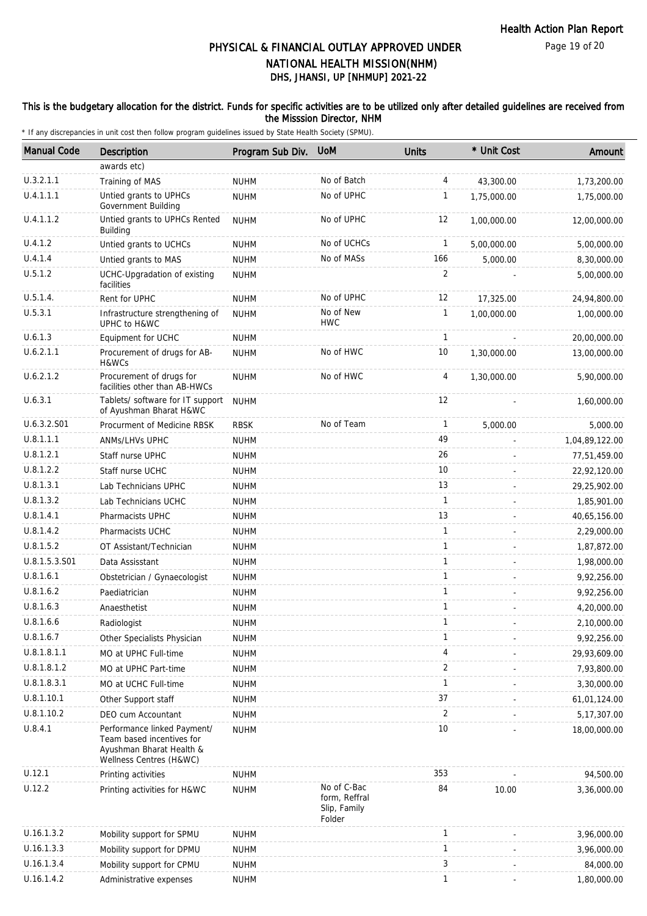# PHYSICAL & FINANCIAL OUTLAY APPROVED UNDER NATIONAL HEALTH MISSION(NHM)

## DHS, JHANSI, UP [NHMUP] 2021-22

**This is the budgetary allocation for the district. Funds for specific activities are to be utilized only after detailed guidelines are received from the Misssion Director, NHM**

\* If any discrepancies in unit cost then follow program guidelines issued by State Health Society (SPMU).

| Manual Code | Description | Program Sub Div. | UoM | Units | * Unit Cost | Amount |
|---|---|---|---|---|---|---|
| | awards etc) | | | | | |
| U.3.2.1.1 | Training of MAS | NUHM | No of Batch | 4 | 43,300.00 | 1,73,200.00 |
| U.4.1.1.1 | Untied grants to UPHCs Government Building | NUHM | No of UPHC | 1 | 1,75,000.00 | 1,75,000.00 |
| U.4.1.1.2 | Untied grants to UPHCs Rented Building | NUHM | No of UPHC | 12 | 1,00,000.00 | 12,00,000.00 |
| U.4.1.2 | Untied grants to UCHCs | NUHM | No of UCHCs | 1 | 5,00,000.00 | 5,00,000.00 |
| U.4.1.4 | Untied grants to MAS | NUHM | No of MASs | 166 | 5,000.00 | 8,30,000.00 |
| U.5.1.2 | UCHC-Upgradation of existing facilities | NUHM | | 2 | - | 5,00,000.00 |
| U.5.1.4. | Rent for UPHC | NUHM | No of UPHC | 12 | 17,325.00 | 24,94,800.00 |
| U.5.3.1 | Infrastructure strengthening of UPHC to H&WC | NUHM | No of New HWC | 1 | 1,00,000.00 | 1,00,000.00 |
| U.6.1.3 | Equipment for UCHC | NUHM | | 1 | - | 20,00,000.00 |
| U.6.2.1.1 | Procurement of drugs for AB-H&WCs | NUHM | No of HWC | 10 | 1,30,000.00 | 13,00,000.00 |
| U.6.2.1.2 | Procurement of drugs for facilities other than AB-HWCs | NUHM | No of HWC | 4 | 1,30,000.00 | 5,90,000.00 |
| U.6.3.1 | Tablets/ software for IT support of Ayushman Bharat H&WC | NUHM | | 12 | - | 1,60,000.00 |
| U.6.3.2.S01 | Procurment of Medicine RBSK | RBSK | No of Team | 1 | 5,000.00 | 5,000.00 |
| U.8.1.1.1 | ANMs/LHVs UPHC | NUHM | | 49 | - | 1,04,89,122.00 |
| U.8.1.2.1 | Staff nurse UPHC | NUHM | | 26 | - | 77,51,459.00 |
| U.8.1.2.2 | Staff nurse UCHC | NUHM | | 10 | - | 22,92,120.00 |
| U.8.1.3.1 | Lab Technicians UPHC | NUHM | | 13 | - | 29,25,902.00 |
| U.8.1.3.2 | Lab Technicians UCHC | NUHM | | 1 | - | 1,85,901.00 |
| U.8.1.4.1 | Pharmacists UPHC | NUHM | | 13 | - | 40,65,156.00 |
| U.8.1.4.2 | Pharmacists UCHC | NUHM | | 1 | - | 2,29,000.00 |
| U.8.1.5.2 | OT Assistant/Technician | NUHM | | 1 | - | 1,87,872.00 |
| U.8.1.5.3.S01 | Data Assisstant | NUHM | | 1 | - | 1,98,000.00 |
| U.8.1.6.1 | Obstetrician / Gynaecologist | NUHM | | 1 | - | 9,92,256.00 |
| U.8.1.6.2 | Paediatrician | NUHM | | 1 | - | 9,92,256.00 |
| U.8.1.6.3 | Anaesthetist | NUHM | | 1 | - | 4,20,000.00 |
| U.8.1.6.6 | Radiologist | NUHM | | 1 | - | 2,10,000.00 |
| U.8.1.6.7 | Other Specialists Physician | NUHM | | 1 | - | 9,92,256.00 |
| U.8.1.8.1.1 | MO at UPHC Full-time | NUHM | | 4 | - | 29,93,609.00 |
| U.8.1.8.1.2 | MO at UPHC Part-time | NUHM | | 2 | - | 7,93,800.00 |
| U.8.1.8.3.1 | MO at UCHC Full-time | NUHM | | 1 | - | 3,30,000.00 |
| U.8.1.10.1 | Other Support staff | NUHM | | 37 | - | 61,01,124.00 |
| U.8.1.10.2 | DEO cum Accountant | NUHM | | 2 | - | 5,17,307.00 |
| U.8.4.1 | Performance linked Payment/ Team based incentives for Ayushman Bharat Health & Wellness Centres (H&WC) | NUHM | | 10 | - | 18,00,000.00 |
| U.12.1 | Printing activities | NUHM | | 353 | - | 94,500.00 |
| U.12.2 | Printing activities for H&WC | NUHM | No of C-Bac form, Reffral Slip, Family Folder | 84 | 10.00 | 3,36,000.00 |
| U.16.1.3.2 | Mobility support for SPMU | NUHM | | 1 | - | 3,96,000.00 |
| U.16.1.3.3 | Mobility support for DPMU | NUHM | | 1 | - | 3,96,000.00 |
| U.16.1.3.4 | Mobility support for CPMU | NUHM | | 3 | - | 84,000.00 |
| U.16.1.4.2 | Administrative expenses | NUHM | | 1 | - | 1,80,000.00 |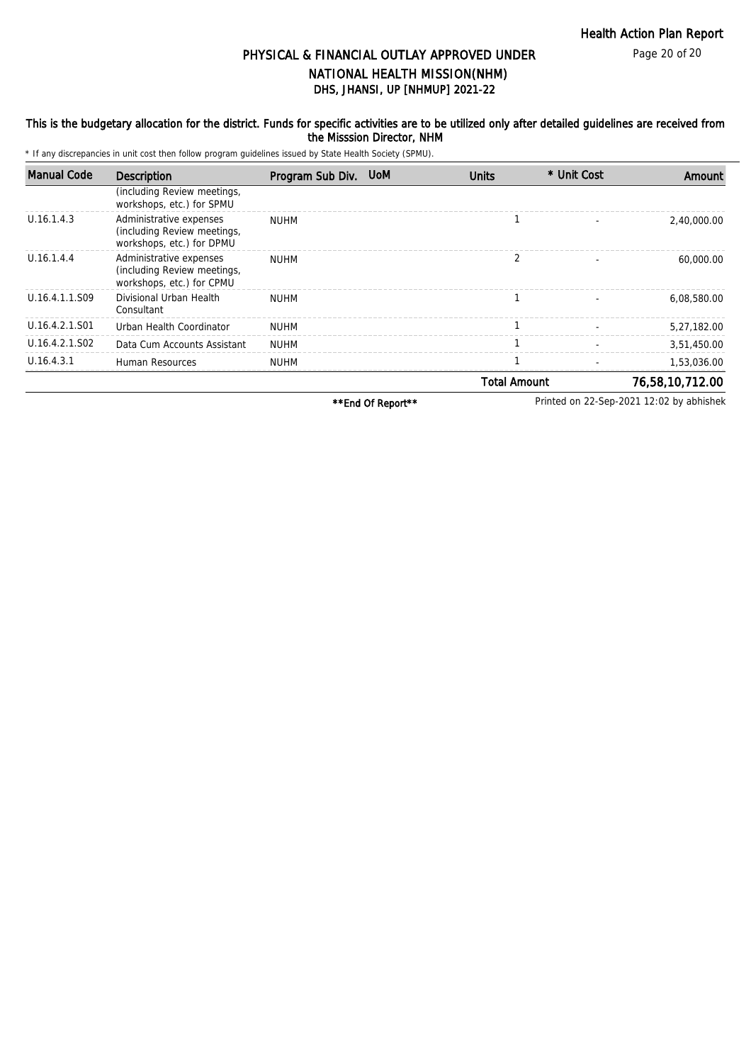PHYSICAL & FINANCIAL OUTLAY APPROVED UNDER NATIONAL HEALTH MISSION(NHM)

DHS, JHANSI, UP [NHMUP] 2021-22

This is the budgetary allocation for the district. Funds for specific activities are to be utilized only after detailed guidelines are received from the Misssion Director, NHM

* If any discrepancies in unit cost then follow program guidelines issued by State Health Society (SPMU).

| Manual Code | Description | Program Sub Div. | UoM | Units | * Unit Cost | Amount |
|---|---|---|---|---|---|---|
| | (including Review meetings, workshops, etc.) for SPMU | | | | | |
| U.16.1.4.3 | Administrative expenses (including Review meetings, workshops, etc.) for DPMU | NUHM | | 1 | - | 2,40,000.00 |
| U.16.1.4.4 | Administrative expenses (including Review meetings, workshops, etc.) for CPMU | NUHM | | 2 | - | 60,000.00 |
| U.16.4.1.1.S09 | Divisional Urban Health Consultant | NUHM | | 1 | - | 6,08,580.00 |
| U.16.4.2.1.S01 | Urban Health Coordinator | NUHM | | 1 | - | 5,27,182.00 |
| U.16.4.2.1.S02 | Data Cum Accounts Assistant | NUHM | | 1 | - | 3,51,450.00 |
| U.16.4.3.1 | Human Resources | NUHM | | 1 | - | 1,53,036.00 |
| | | | | **Total Amount** | | **76,58,10,712.00** |

**End Of Report**

Printed on 22-Sep-2021 12:02 by abhishek